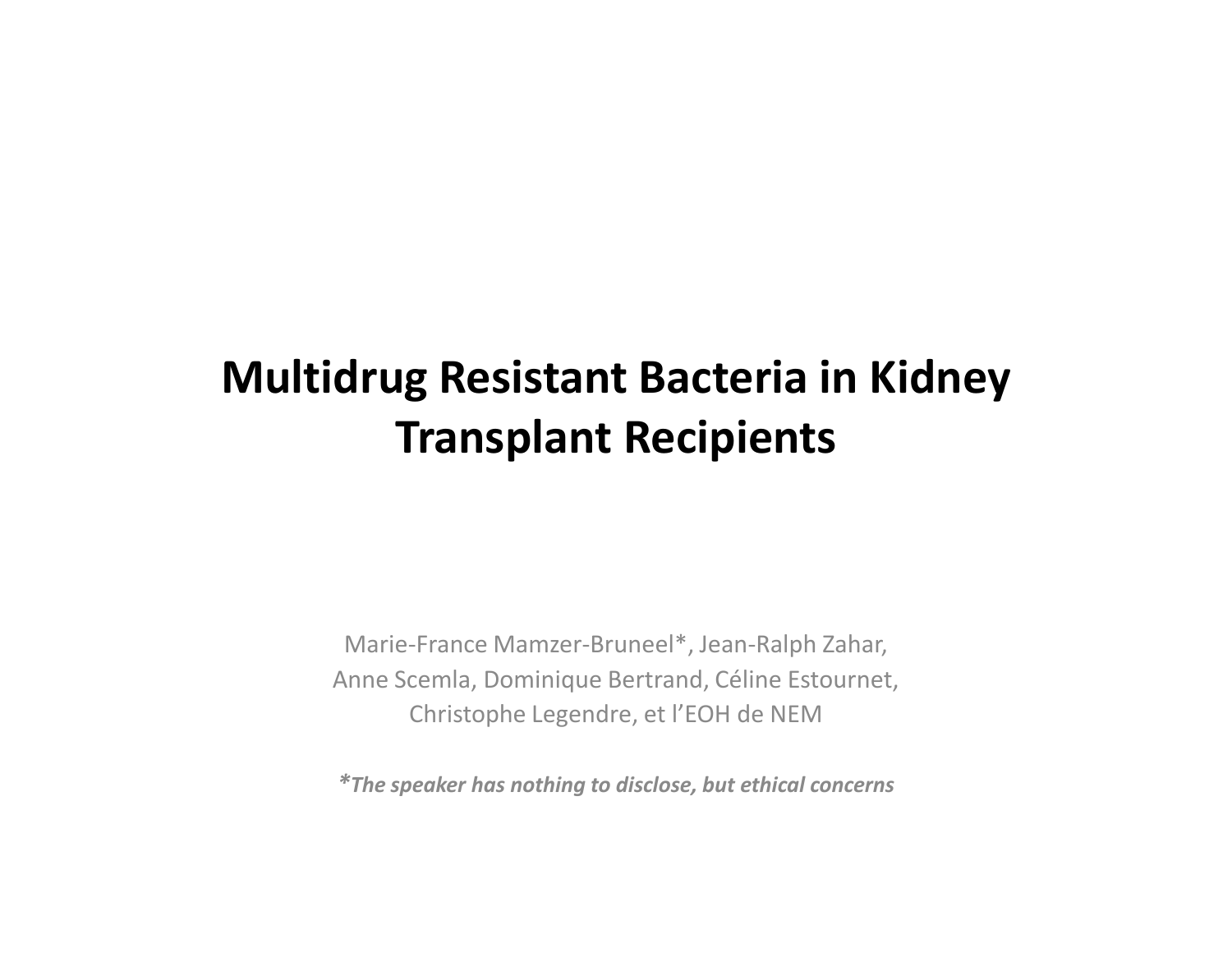# Multidrug Resistant Bacteria in Kidney Transplant Recipients

Marie-France Mamzer-Bruneel*, Jean-Ralph Zahar,
Anne Scemla, Dominique Bertrand, Céline Estournet,
Christophe Legendre, et l'EOH de NEM

***The speaker has nothing to disclose, but ethical concerns***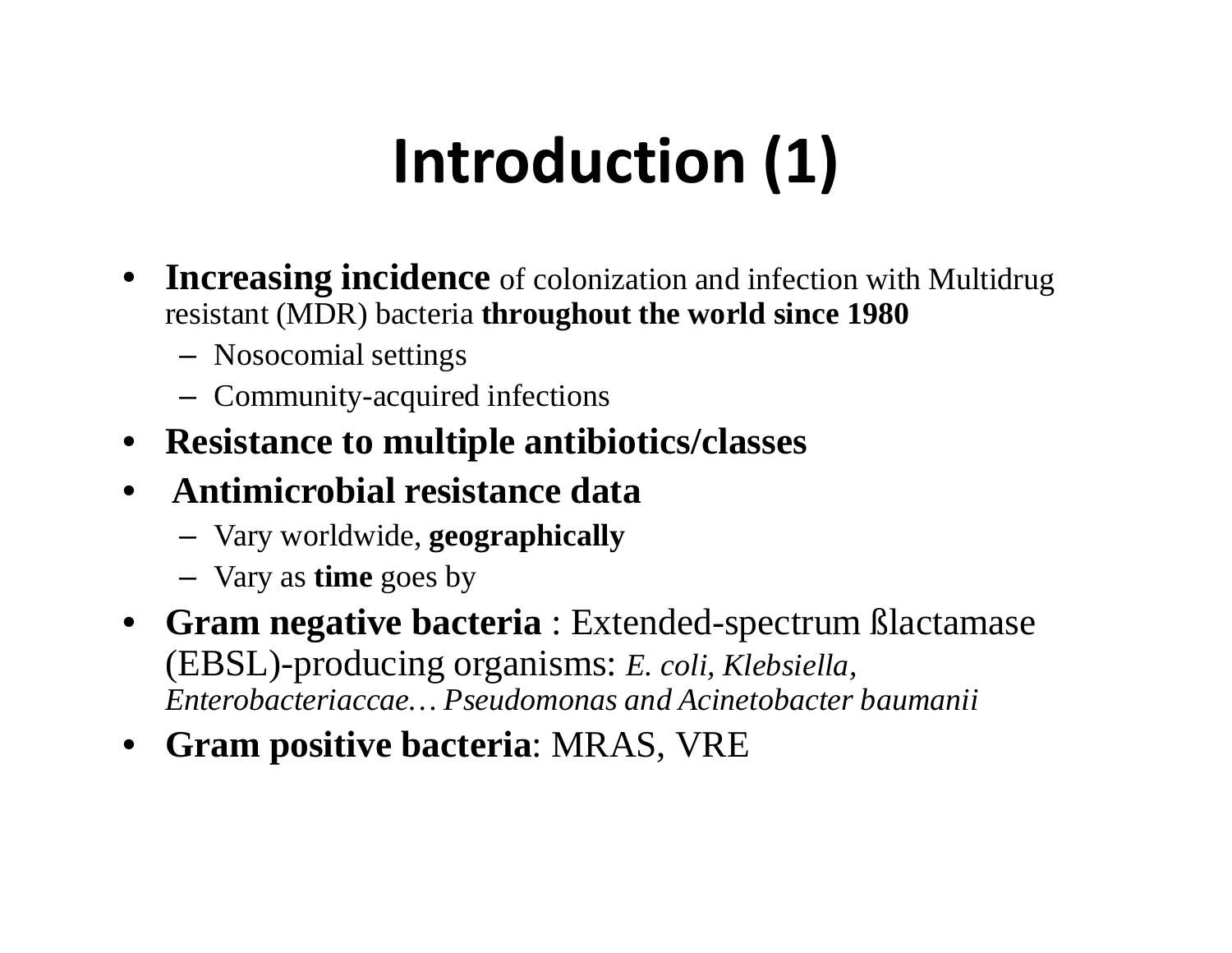# Introduction (1)

- **Increasing incidence** of colonization and infection with Multidrug resistant (MDR) bacteria **throughout the world since 1980**
  - Nosocomial settings
  - Community-acquired infections
- **Resistance to multiple antibiotics/classes**
- **Antimicrobial resistance data**
  - Vary worldwide, **geographically**
  - Vary as **time** goes by
- **Gram negative bacteria** : Extended-spectrum ßlactamase (EBSL)-producing organisms: *E. coli, Klebsiella, Enterobacteriaccae… Pseudomonas and Acinetobacter baumanii*
- **Gram positive bacteria**: MRAS, VRE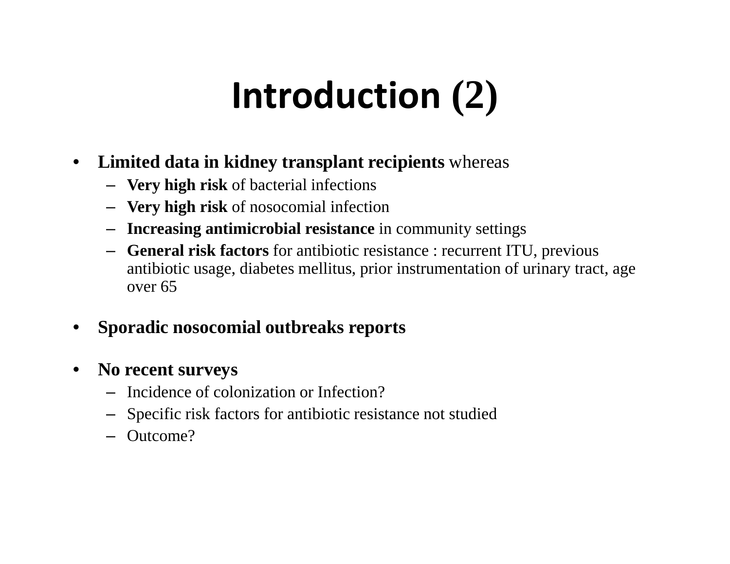# Introduction (2)

- **Limited data in kidney transplant recipients** whereas
  - **Very high risk** of bacterial infections
  - **Very high risk** of nosocomial infection
  - **Increasing antimicrobial resistance** in community settings
  - **General risk factors** for antibiotic resistance : recurrent ITU, previous antibiotic usage, diabetes mellitus, prior instrumentation of urinary tract, age over 65

- **Sporadic nosocomial outbreaks reports**

- **No recent surveys**
  - Incidence of colonization or Infection?
  - Specific risk factors for antibiotic resistance not studied
  - Outcome?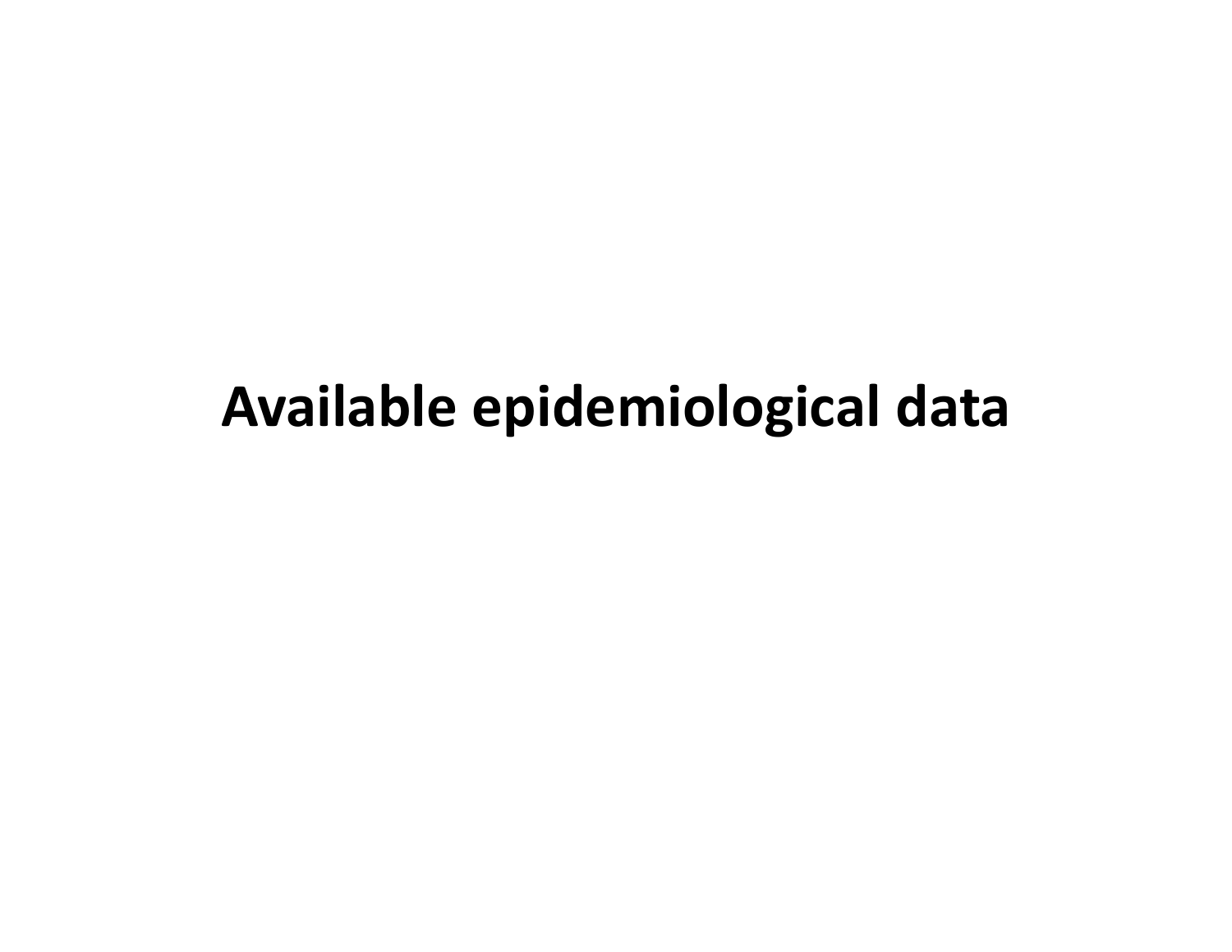# Available epidemiological data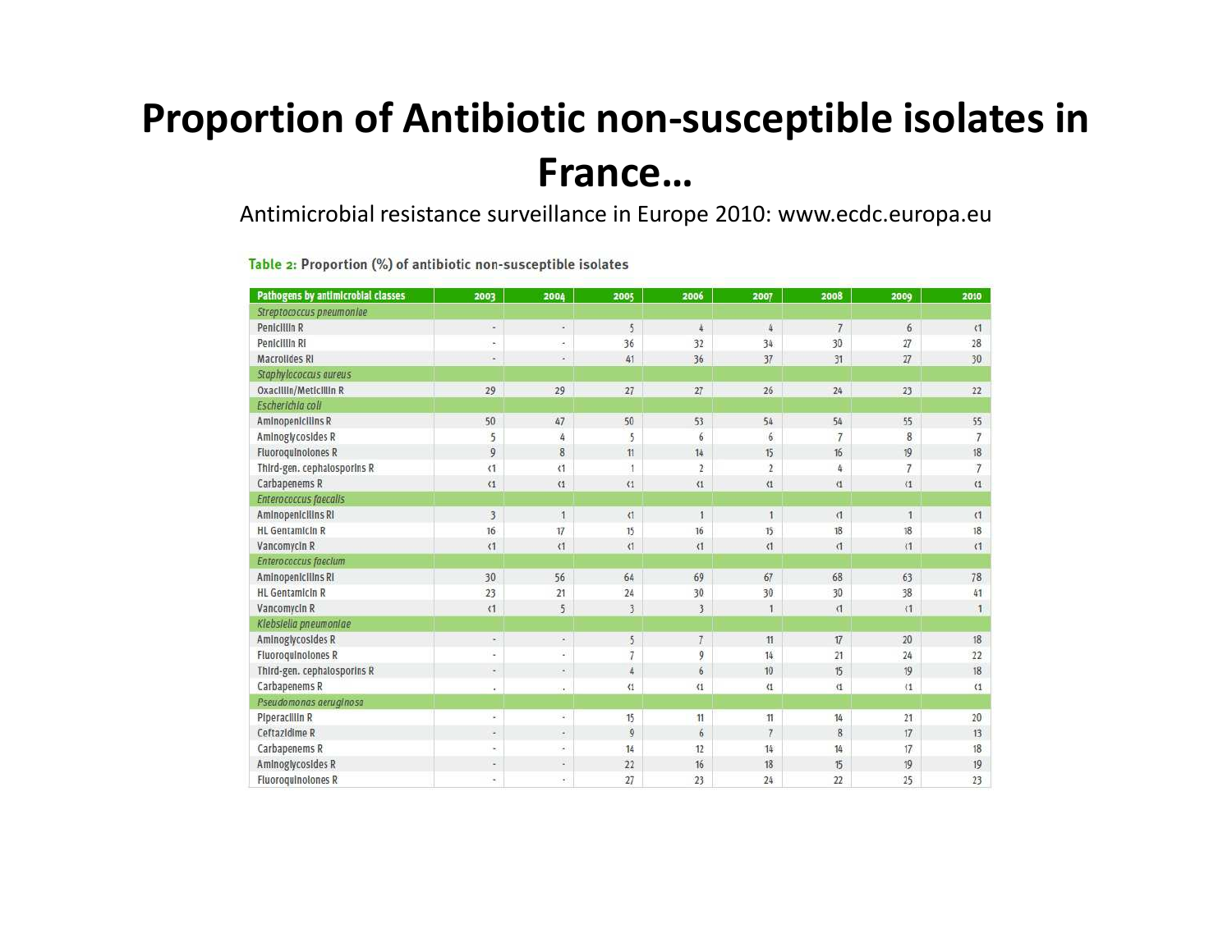# Proportion of Antibiotic non-susceptible isolates in France…

Antimicrobial resistance surveillance in Europe 2010: www.ecdc.europa.eu

**Table 2: Proportion (%) of antibiotic non-susceptible isolates**

| Pathogens by antimicrobial classes | 2003 | 2004 | 2005 | 2006 | 2007 | 2008 | 2009 | 2010 |
|---|---|---|---|---|---|---|---|---|
| *Streptococcus pneumoniae* | | | | | | | | |
| Penicillin R | - | - | 5 | 4 | 4 | 7 | 6 | <1 |
| Penicillin RI | - | - | 36 | 32 | 34 | 30 | 27 | 28 |
| Macrolides RI | - | - | 41 | 36 | 37 | 31 | 27 | 30 |
| *Staphylococcus aureus* | | | | | | | | |
| Oxacillin/Meticillin R | 29 | 29 | 27 | 27 | 26 | 24 | 23 | 22 |
| *Escherichia coli* | | | | | | | | |
| Aminopenicillins R | 50 | 47 | 50 | 53 | 54 | 54 | 55 | 55 |
| Aminoglycosides R | 5 | 4 | 5 | 6 | 6 | 7 | 8 | 7 |
| Fluoroquinolones R | 9 | 8 | 11 | 14 | 15 | 16 | 19 | 18 |
| Third-gen. cephalosporins R | <1 | <1 | 1 | 2 | 2 | 4 | 7 | 7 |
| Carbapenems R | <1 | <1 | <1 | <1 | <1 | <1 | <1 | <1 |
| *Enterococcus faecalis* | | | | | | | | |
| Aminopenicillins RI | 3 | 1 | <1 | 1 | 1 | <1 | 1 | <1 |
| HL Gentamicin R | 16 | 17 | 15 | 16 | 15 | 18 | 18 | 18 |
| Vancomycin R | <1 | <1 | <1 | <1 | <1 | <1 | <1 | <1 |
| *Enterococcus faecium* | | | | | | | | |
| Aminopenicillins RI | 30 | 56 | 64 | 69 | 67 | 68 | 63 | 78 |
| HL Gentamicin R | 23 | 21 | 24 | 30 | 30 | 30 | 38 | 41 |
| Vancomycin R | <1 | 5 | 3 | 3 | 1 | <1 | <1 | 1 |
| *Klebsiella pneumoniae* | | | | | | | | |
| Aminoglycosides R | - | - | 5 | 7 | 11 | 17 | 20 | 18 |
| Fluoroquinolones R | - | - | 7 | 9 | 14 | 21 | 24 | 22 |
| Third-gen. cephalosporins R | - | - | 4 | 6 | 10 | 15 | 19 | 18 |
| Carbapenems R | . | . | <1 | <1 | <1 | <1 | <1 | <1 |
| *Pseudomonas aeruginosa* | | | | | | | | |
| Piperacillin R | - | - | 15 | 11 | 11 | 14 | 21 | 20 |
| Ceftazidime R | - | - | 9 | 6 | 7 | 8 | 17 | 13 |
| Carbapenems R | - | - | 14 | 12 | 14 | 14 | 17 | 18 |
| Aminoglycosides R | - | - | 22 | 16 | 18 | 15 | 19 | 19 |
| Fluoroquinolones R | - | - | 27 | 23 | 24 | 22 | 25 | 23 |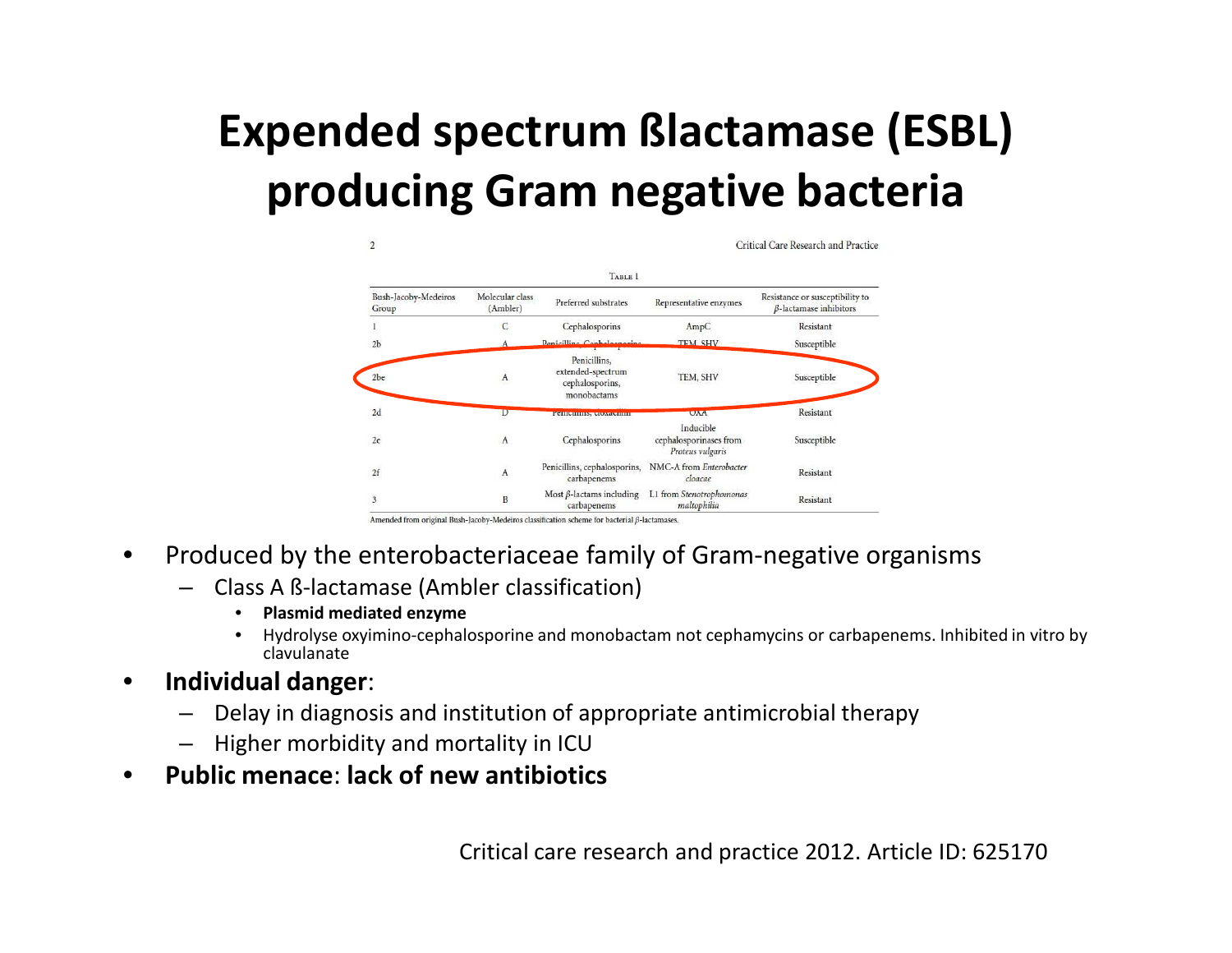# Expended spectrum ßlactamase (ESBL) producing Gram negative bacteria

Critical Care Research and Practice

Table 1

| Bush-Jacoby-Medeiros Group | Molecular class (Ambler) | Preferred substrates | Representative enzymes | Resistance or susceptibility to β-lactamase inhibitors |
|---|---|---|---|---|
| 1 | C | Cephalosporins | AmpC | Resistant |
| 2b | A | Penicillins, Cephalosporins | TEM, SHV | Susceptible |
| 2be | A | Penicillins, extended-spectrum cephalosporins, monobactams | TEM, SHV | Susceptible |
| 2d | D | Penicillins, cloxacillin | OXA | Resistant |
| 2e | A | Cephalosporins | Inducible cephalosporinases from *Proteus vulgaris* | Susceptible |
| 2f | A | Penicillins, cephalosporins, carbapenems | NMC-A from *Enterobacter cloacae* | Resistant |
| 3 | B | Most β-lactams including carbapenems | L1 from *Stenotrophomonas maltophilia* | Resistant |

Amended from original Bush-Jacoby-Medeiros classification scheme for bacterial β-lactamases.

- Produced by the enterobacteriaceae family of Gram-negative organisms
  - Class A ß-lactamase (Ambler classification)
    - **Plasmid mediated enzyme**
    - Hydrolyse oxyimino-cephalosporine and monobactam not cephamycins or carbapenems. Inhibited in vitro by clavulanate
- **Individual danger**:
  - Delay in diagnosis and institution of appropriate antimicrobial therapy
  - Higher morbidity and mortality in ICU
- **Public menace**: **lack of new antibiotics**

Critical care research and practice 2012. Article ID: 625170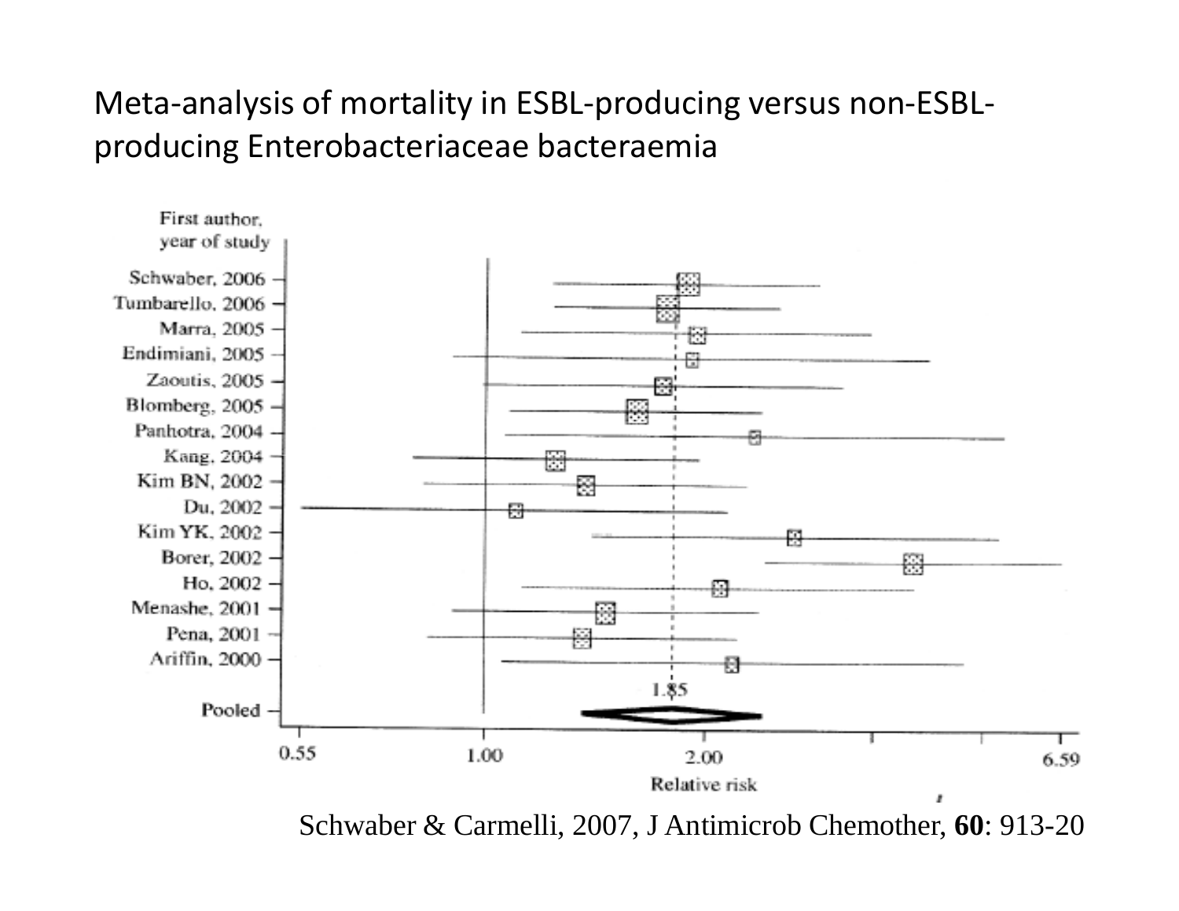Meta-analysis of mortality in ESBL-producing versus non-ESBL-producing Enterobacteriaceae bacteraemia

First author, year of study

Schwaber, 2006
Tumbarello, 2006
Marra, 2005
Endimiani, 2005
Zaoutis, 2005
Blomberg, 2005
Panhotra, 2004
Kang, 2004
Kim BN, 2002
Du, 2002
Kim YK, 2002
Borer, 2002
Ho, 2002
Menashe, 2001
Pena, 2001
Ariffin, 2000

1.85

Pooled

0.55 1.00 2.00 6.59

Relative risk

Schwaber & Carmelli, 2007, J Antimicrob Chemother, **60**: 913-20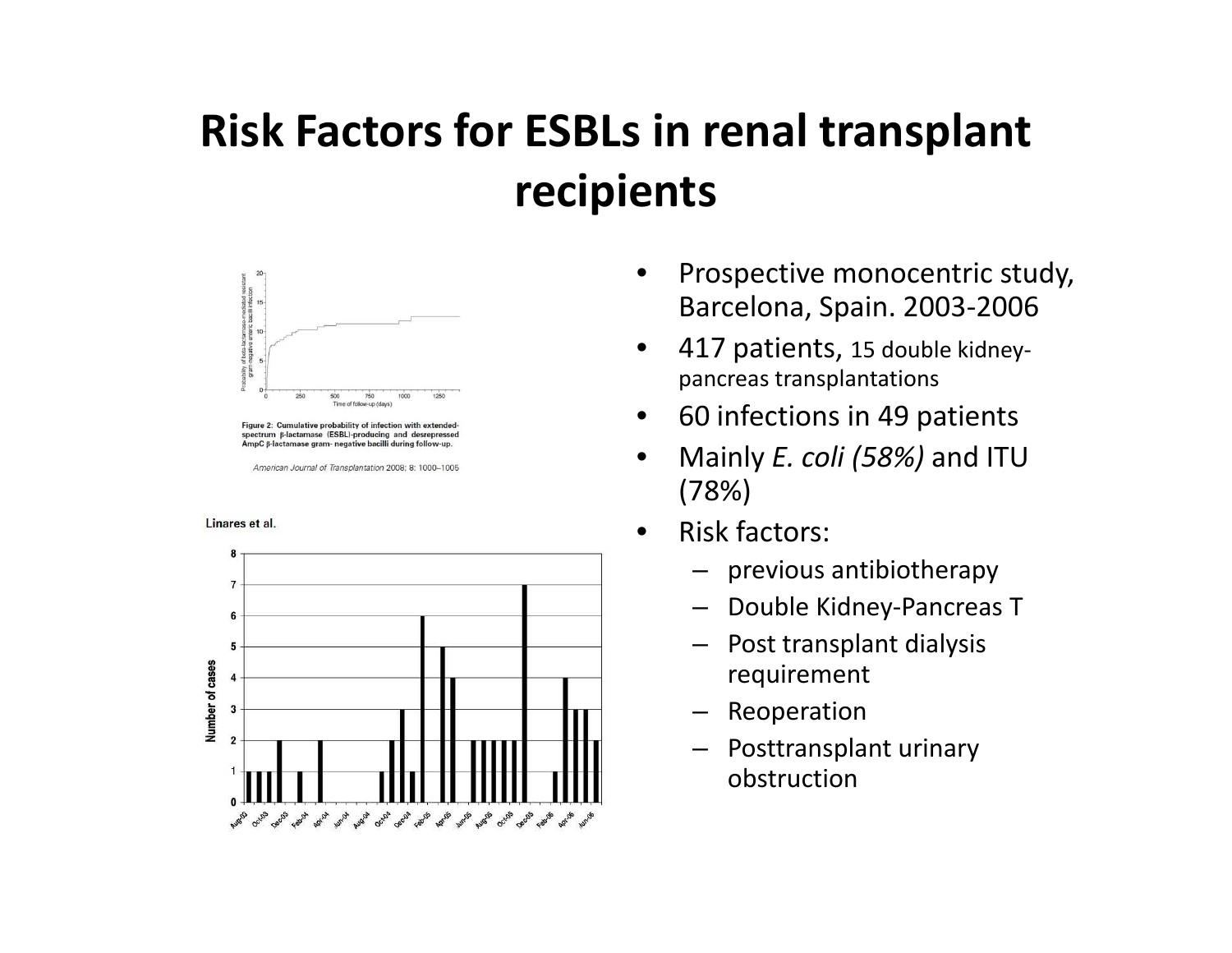# Risk Factors for ESBLs in renal transplant recipients

Figure 2: Cumulative probability of infection with extended-spectrum β-lactamase (ESBL)-producing and desrepressed AmpC β-lactamase gram- negative bacilli during follow-up.

*American Journal of Transplantation* 2008; 8: 1000–1005

Linares et al.

- Prospective monocentric study, Barcelona, Spain. 2003-2006
- 417 patients, 15 double kidney-pancreas transplantations
- 60 infections in 49 patients
- Mainly *E. coli (58%)* and ITU (78%)
- Risk factors:
  - previous antibiotherapy
  - Double Kidney-Pancreas T
  - Post transplant dialysis requirement
  - Reoperation
  - Posttransplant urinary obstruction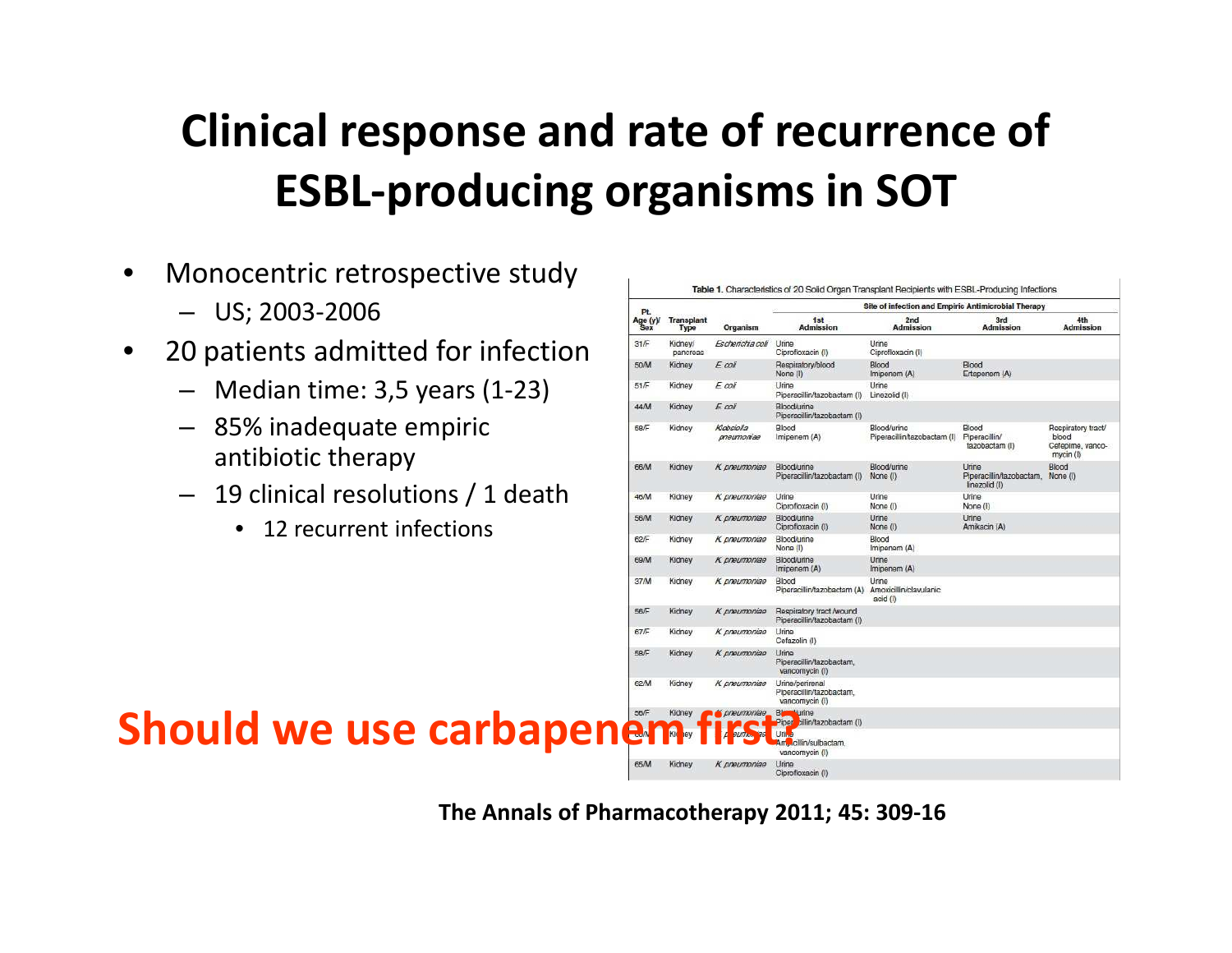# Clinical response and rate of recurrence of ESBL-producing organisms in SOT

- Monocentric retrospective study
  - US; 2003-2006
- 20 patients admitted for infection
  - Median time: 3,5 years (1-23)
  - 85% inadequate empiric antibiotic therapy
  - 19 clinical resolutions / 1 death
    - 12 recurrent infections

**Table 1.** Characteristics of 20 Solid Organ Transplant Recipients with ESBL-Producing Infections

| Pt. Age (y)/Sex | Transplant Type | Organism | Site of infection and Empiric Antimicrobial Therapy | | | |
|---|---|---|---|---|---|---|
| | | | 1st Admission | 2nd Admission | 3rd Admission | 4th Admission |
| 31/F | Kidney/pancreas | *Escherichia coli* | Urine Ciprofloxacin (I) | Urine Ciprofloxacin (I) | | |
| 50/M | Kidney | *E. coli* | Respiratory/blood None (I) | Blood Imipenem (A) | Blood Ertapenem (A) | |
| 51/F | Kidney | *E. coli* | Urine Piperacillin/tazobactam (I) | Urine Linezolid (I) | | |
| 44/M | Kidney | *E. coli* | Blood/urine Piperacillin/tazobactam (I) | | | |
| 59/F | Kidney | *Klebsiella pneumoniae* | Blood Imipenem (A) | Blood/urine Piperacillin/tazobactam (I) | Blood Piperacillin/tazobactam (I) | Respiratory tract/blood Cefepime, vancomycin (I) |
| 66/M | Kidney | *K. pneumoniae* | Blood/urine Piperacillin/tazobactam (I) | Blood/urine None (I) | Urine Piperacillin/tazobactam, linezolid (I) | Blood None (I) |
| 46/M | Kidney | *K. pneumoniae* | Urine Ciprofloxacin (I) | Urine None (I) | Urine None (I) | |
| 56/M | Kidney | *K. pneumoniae* | Blood/urine Ciprofloxacin (I) | Urine None (I) | Urine Amikacin (A) | |
| 62/F | Kidney | *K. pneumoniae* | Blood/urine None (I) | Blood Imipenem (A) | | |
| 69/M | Kidney | *K. pneumoniae* | Blood/urine Imipenem (A) | Urine Imipenem (A) | | |
| 37/M | Kidney | *K. pneumoniae* | Blood Piperacillin/tazobactam (A) | Urine Amoxicillin/clavulanic acid (I) | | |
| 56/F | Kidney | *K. pneumoniae* | Respiratory tract/wound Piperacillin/tazobactam (I) | | | |
| 67/F | Kidney | *K. pneumoniae* | Urine Cefazolin (I) | | | |
| 58/F | Kidney | *K. pneumoniae* | Urine Piperacillin/tazobactam, vancomycin (I) | | | |
| 62/M | Kidney | *K. pneumoniae* | Urine/perirenal Piperacillin/tazobactam, vancomycin (I) | | | |
| 56/F | Kidney | *K. pneumoniae* | Blood/urine Piperacillin/tazobactam (I) | | | |
| 60/M | Kidney | *K. pneumoniae* | Urine Ampicillin/sulbactam, vancomycin (I) | | | |
| 65/M | Kidney | *K. pneumoniae* | Urine Ciprofloxacin (I) | | | |

**Should we use carbapenem first?**

**The Annals of Pharmacotherapy 2011; 45: 309-16**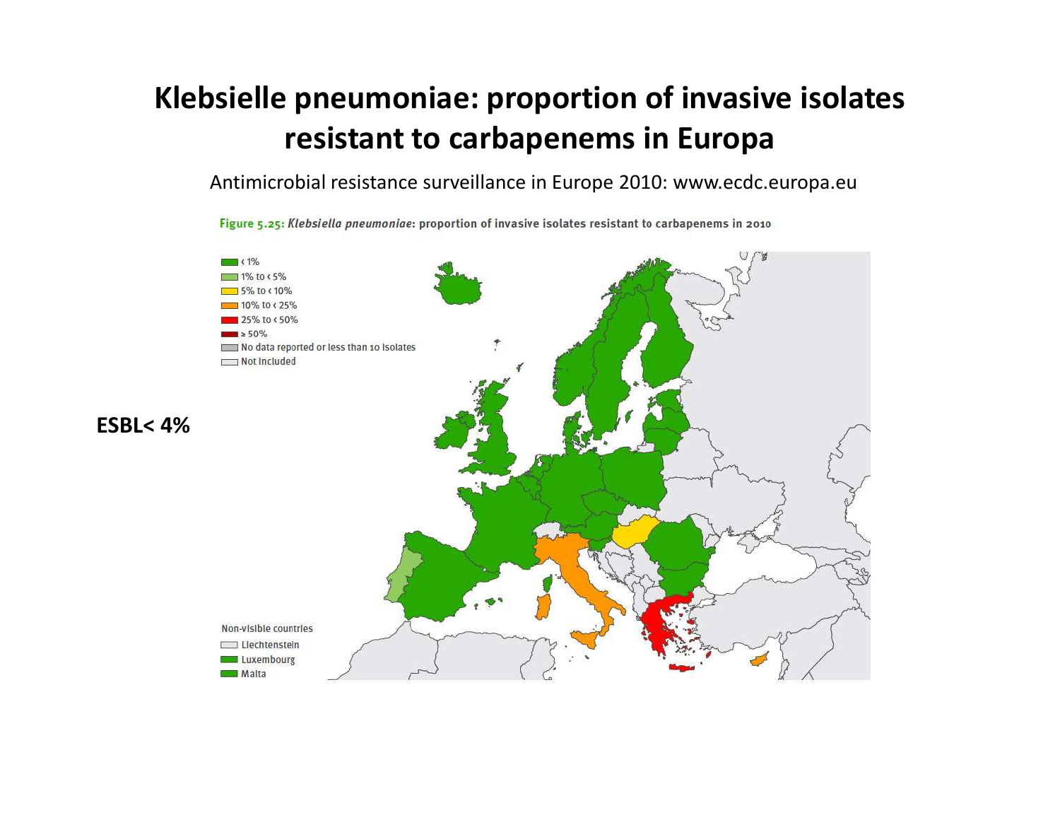# Klebsielle pneumoniae: proportion of invasive isolates resistant to carbapenems in Europa

Antimicrobial resistance surveillance in Europe 2010: www.ecdc.europa.eu

Figure 5.25: *Klebsiella pneumoniae*: proportion of invasive isolates resistant to carbapenems in 2010

- < 1%
- 1% to < 5%
- 5% to < 10%
- 10% to < 25%
- 25% to < 50%
- ≥ 50%
- No data reported or less than 10 isolates
- Not included

Non-visible countries

- Liechtenstein
- Luxembourg
- Malta

**ESBL< 4%**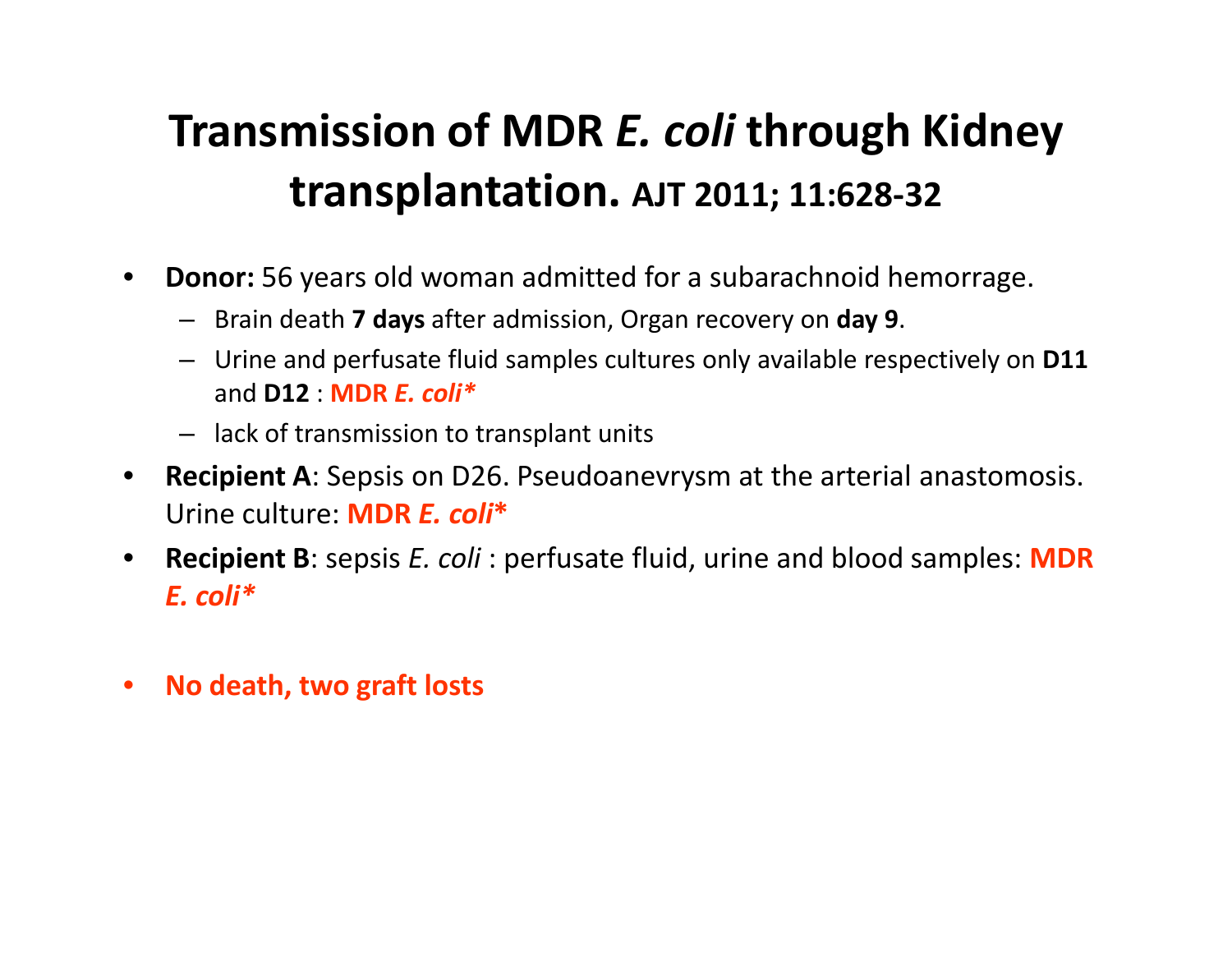# Transmission of MDR *E. coli* through Kidney transplantation. AJT 2011; 11:628-32

- **Donor:** 56 years old woman admitted for a subarachnoid hemorrage.
  - Brain death **7 days** after admission, Organ recovery on **day 9**.
  - Urine and perfusate fluid samples cultures only available respectively on **D11** and **D12** : **MDR *E. coli****
  - lack of transmission to transplant units
- **Recipient A**: Sepsis on D26. Pseudoanevrysm at the arterial anastomosis. Urine culture: **MDR *E. coli****
- **Recipient B**: sepsis *E. coli* : perfusate fluid, urine and blood samples: **MDR *E. coli****

- **No death, two graft losts**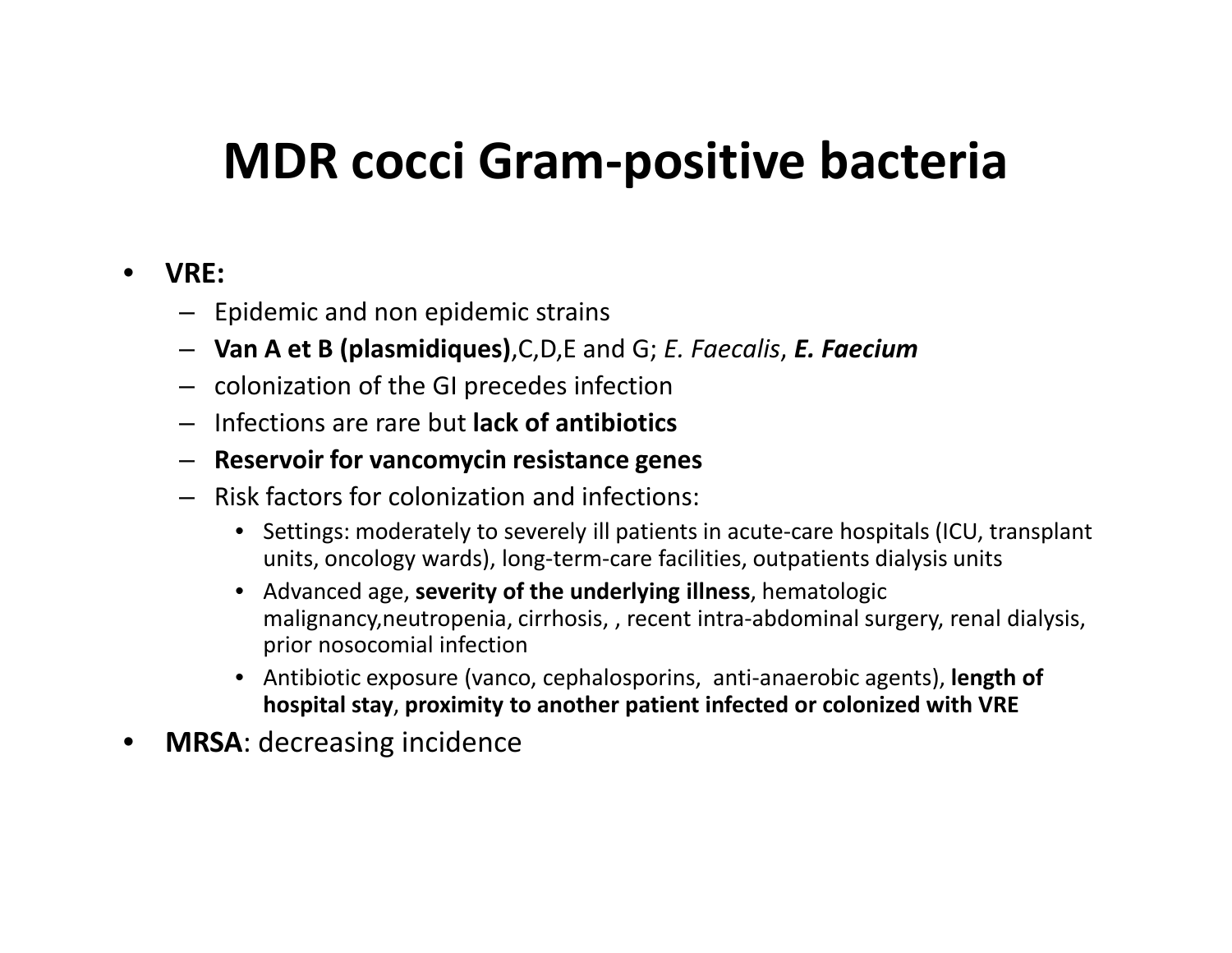# MDR cocci Gram-positive bacteria

- **VRE:**
  - Epidemic and non epidemic strains
  - **Van A et B (plasmidiques)**,C,D,E and G; *E. Faecalis*, ***E. Faecium***
  - colonization of the GI precedes infection
  - Infections are rare but **lack of antibiotics**
  - **Reservoir for vancomycin resistance genes**
  - Risk factors for colonization and infections:
    - Settings: moderately to severely ill patients in acute-care hospitals (ICU, transplant units, oncology wards), long-term-care facilities, outpatients dialysis units
    - Advanced age, **severity of the underlying illness**, hematologic malignancy,neutropenia, cirrhosis, , recent intra-abdominal surgery, renal dialysis, prior nosocomial infection
    - Antibiotic exposure (vanco, cephalosporins, anti-anaerobic agents), **length of hospital stay**, **proximity to another patient infected or colonized with VRE**
- **MRSA**: decreasing incidence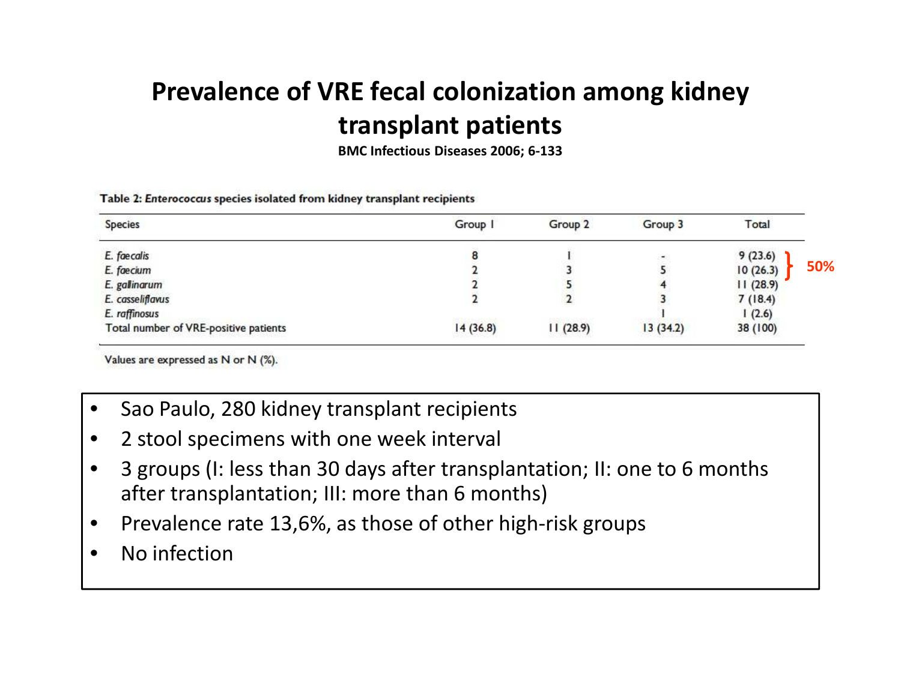# Prevalence of VRE fecal colonization among kidney transplant patients

**BMC Infectious Diseases 2006; 6-133**

Table 2: *Enterococcus* species isolated from kidney transplant recipients

| Species | Group 1 | Group 2 | Group 3 | Total |
|---|---|---|---|---|
| *E. faecalis* | 8 | 1 | - | 9 (23.6) |
| *E. faecium* | 2 | 3 | 5 | 10 (26.3) |
| *E. gallinarum* | 2 | 5 | 4 | 11 (28.9) |
| *E. casseliflavus* | 2 | 2 | 3 | 7 (18.4) |
| *E. raffinosus* | | | 1 | 1 (2.6) |
| Total number of VRE-positive patients | 14 (36.8) | 11 (28.9) | 13 (34.2) | 38 (100) |

Values are expressed as N or N (%).

} 50% (*E. faecalis* + *E. faecium*)

- Sao Paulo, 280 kidney transplant recipients
- 2 stool specimens with one week interval
- 3 groups (I: less than 30 days after transplantation; II: one to 6 months after transplantation; III: more than 6 months)
- Prevalence rate 13,6%, as those of other high-risk groups
- No infection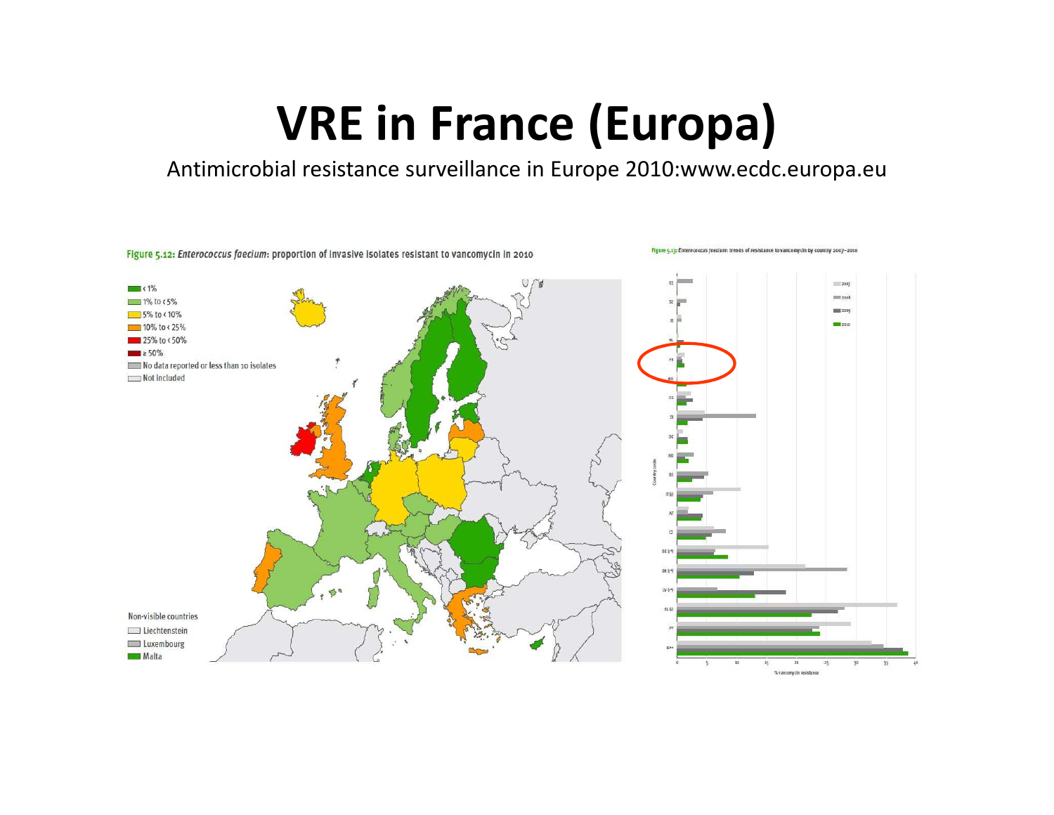# VRE in France (Europa)

Antimicrobial resistance surveillance in Europe 2010:www.ecdc.europa.eu

**Figure 5.12:** *Enterococcus faecium*: proportion of invasive isolates resistant to vancomycin in 2010

- < 1%
- 1% to < 5%
- 5% to < 10%
- 10% to < 25%
- 25% to < 50%
- ≥ 50%
- No data reported or less than 10 isolates
- Not included

Non-visible countries
- Liechtenstein
- Luxembourg
- Malta

**Figure 5.13:** *Enterococcus faecium*: trends of resistance to vancomycin by country 2007–2010

Legend: 2007, 2008, 2009, 2010

Country code: EE, SE, FI, NL, FR, NO, ES, SI, DK, HU, BE, IT (§), AT, CZ, DE (¶), UK (¶), LV (¶), EL (§), PT, IE**

% vancomycin resistance: 0, 5, 10, 15, 20, 25, 30, 35, 40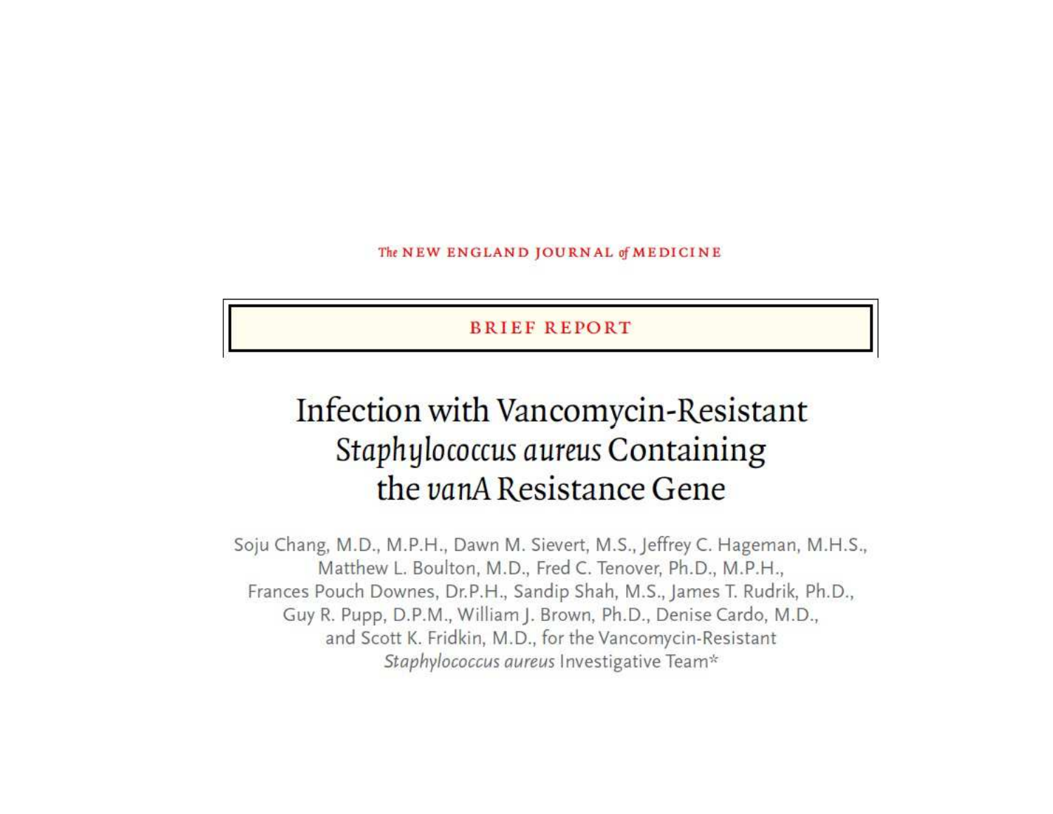The NEW ENGLAND JOURNAL of MEDICINE

**BRIEF REPORT**

# Infection with Vancomycin-Resistant *Staphylococcus aureus* Containing the *vanA* Resistance Gene

Soju Chang, M.D., M.P.H., Dawn M. Sievert, M.S., Jeffrey C. Hageman, M.H.S., Matthew L. Boulton, M.D., Fred C. Tenover, Ph.D., M.P.H., Frances Pouch Downes, Dr.P.H., Sandip Shah, M.S., James T. Rudrik, Ph.D., Guy R. Pupp, D.P.M., William J. Brown, Ph.D., Denise Cardo, M.D., and Scott K. Fridkin, M.D., for the Vancomycin-Resistant *Staphylococcus aureus* Investigative Team*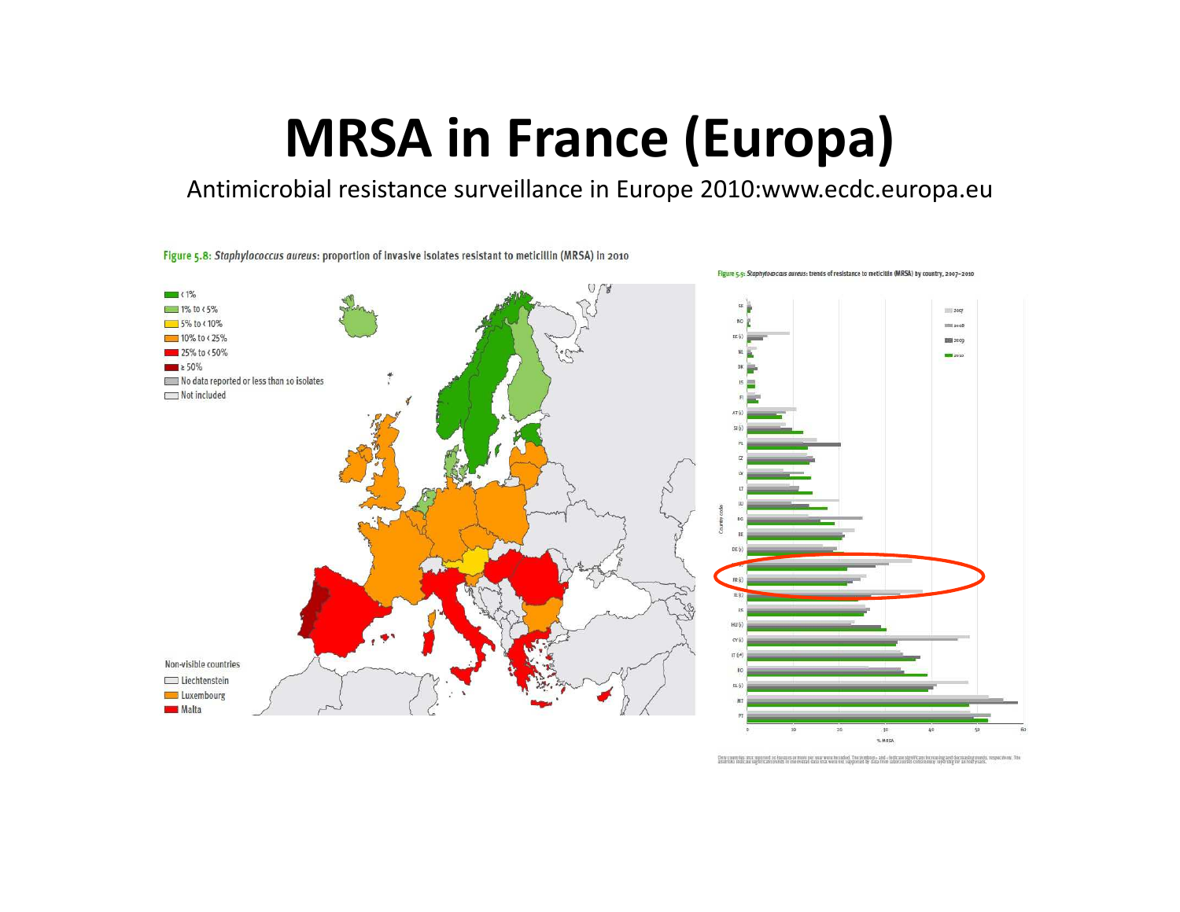# MRSA in France (Europa)

Antimicrobial resistance surveillance in Europe 2010:www.ecdc.europa.eu

Figure 5.8: *Staphylococcus aureus*: proportion of invasive isolates resistant to meticillin (MRSA) in 2010

- < 1%
- 1% to < 5%
- 5% to < 10%
- 10% to < 25%
- 25% to < 50%
- ≥ 50%
- No data reported or less than 10 isolates
- Not included

Non-visible countries
- Liechtenstein
- Luxembourg
- Malta

Figure 5.9: *Staphylococcus aureus*: trends of resistance to meticillin (MRSA) by country, 2007–2010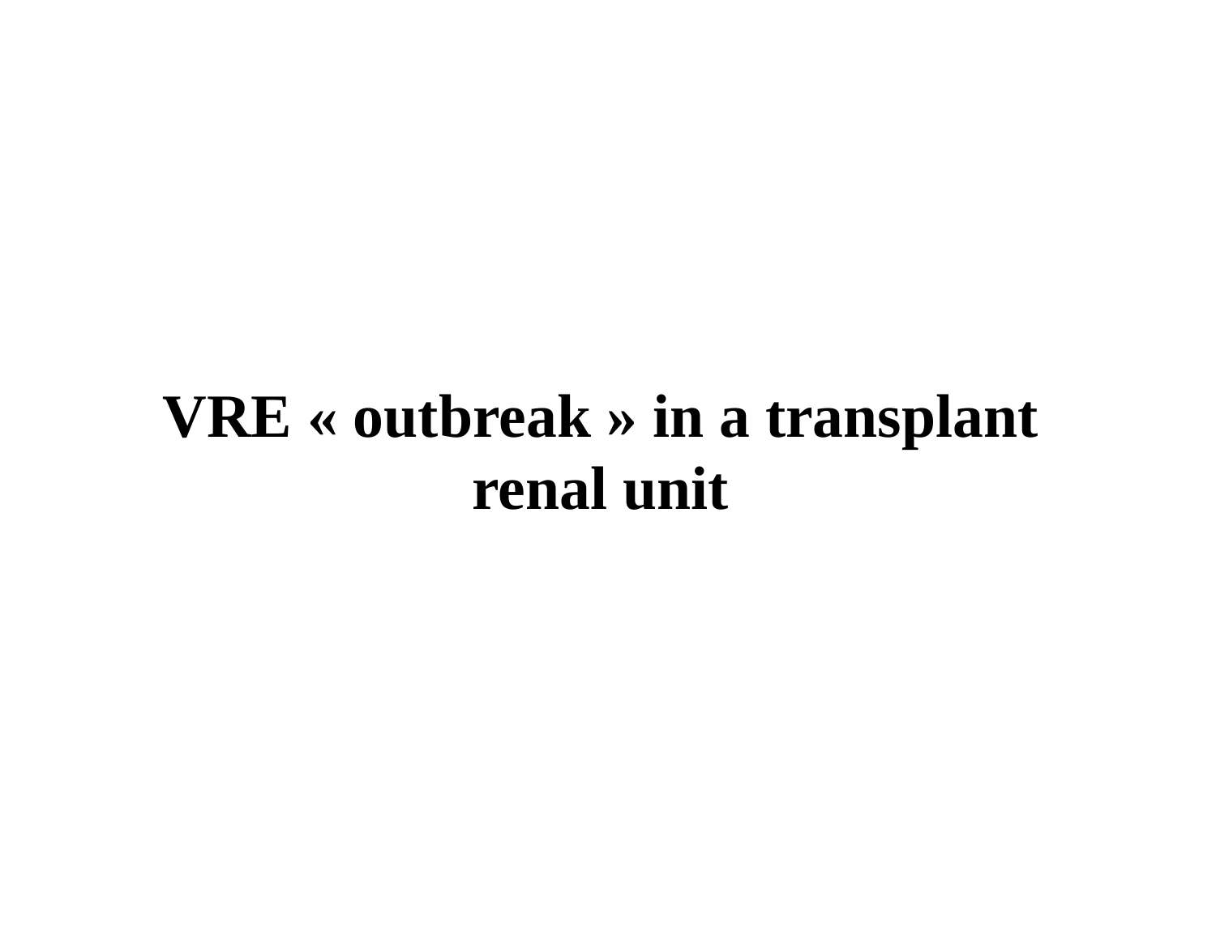# VRE « outbreak » in a transplant renal unit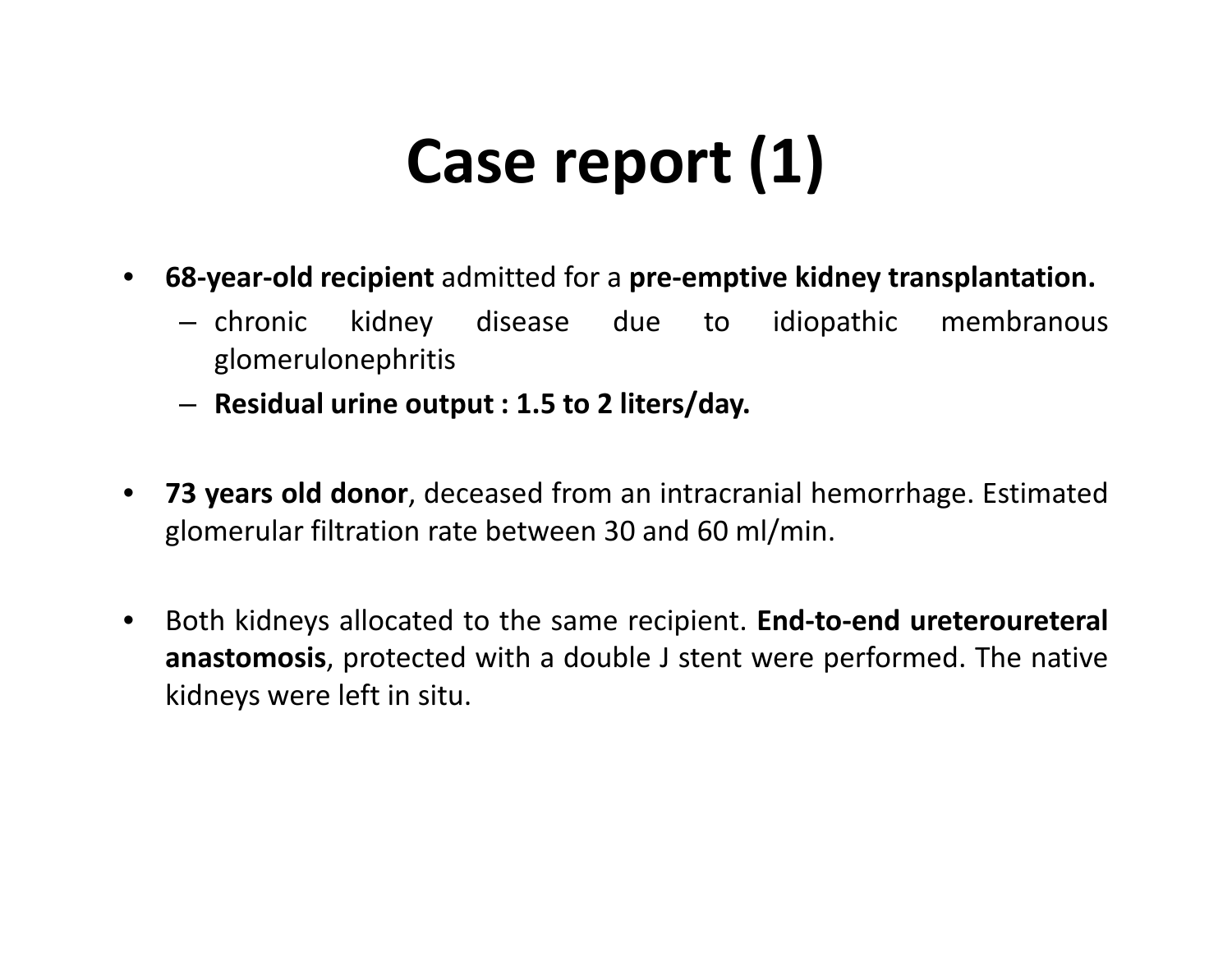# Case report (1)

- **68-year-old recipient** admitted for a **pre-emptive kidney transplantation.**
  - chronic kidney disease due to idiopathic membranous glomerulonephritis
  - **Residual urine output : 1.5 to 2 liters/day.**

- **73 years old donor**, deceased from an intracranial hemorrhage. Estimated glomerular filtration rate between 30 and 60 ml/min.

- Both kidneys allocated to the same recipient. **End-to-end ureteroureteral anastomosis**, protected with a double J stent were performed. The native kidneys were left in situ.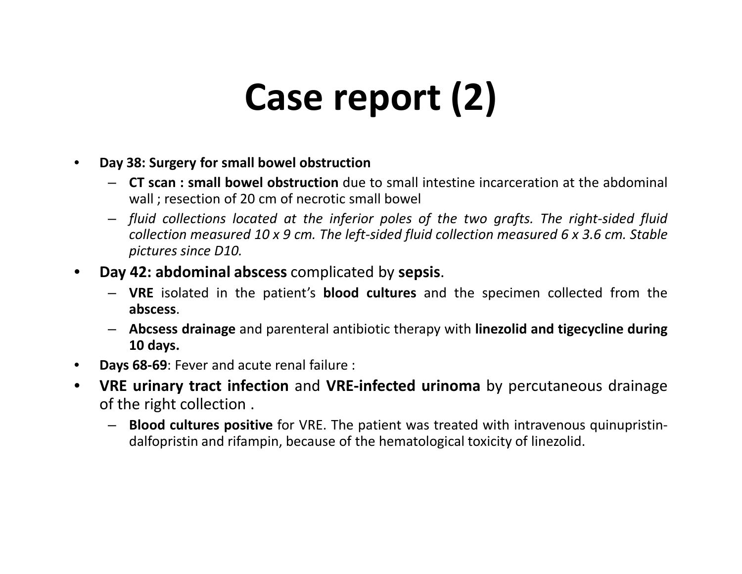# Case report (2)

- **Day 38: Surgery for small bowel obstruction**
  - **CT scan : small bowel obstruction** due to small intestine incarceration at the abdominal wall ; resection of 20 cm of necrotic small bowel
  - *fluid collections located at the inferior poles of the two grafts. The right-sided fluid collection measured 10 x 9 cm. The left-sided fluid collection measured 6 x 3.6 cm. Stable pictures since D10.*
- **Day 42: abdominal abscess** complicated by **sepsis**.
  - **VRE** isolated in the patient's **blood cultures** and the specimen collected from the **abscess**.
  - **Abcsess drainage** and parenteral antibiotic therapy with **linezolid and tigecycline during 10 days.**
- **Days 68-69**: Fever and acute renal failure :
- **VRE urinary tract infection** and **VRE-infected urinoma** by percutaneous drainage of the right collection .
  - **Blood cultures positive** for VRE. The patient was treated with intravenous quinupristin-dalfopristin and rifampin, because of the hematological toxicity of linezolid.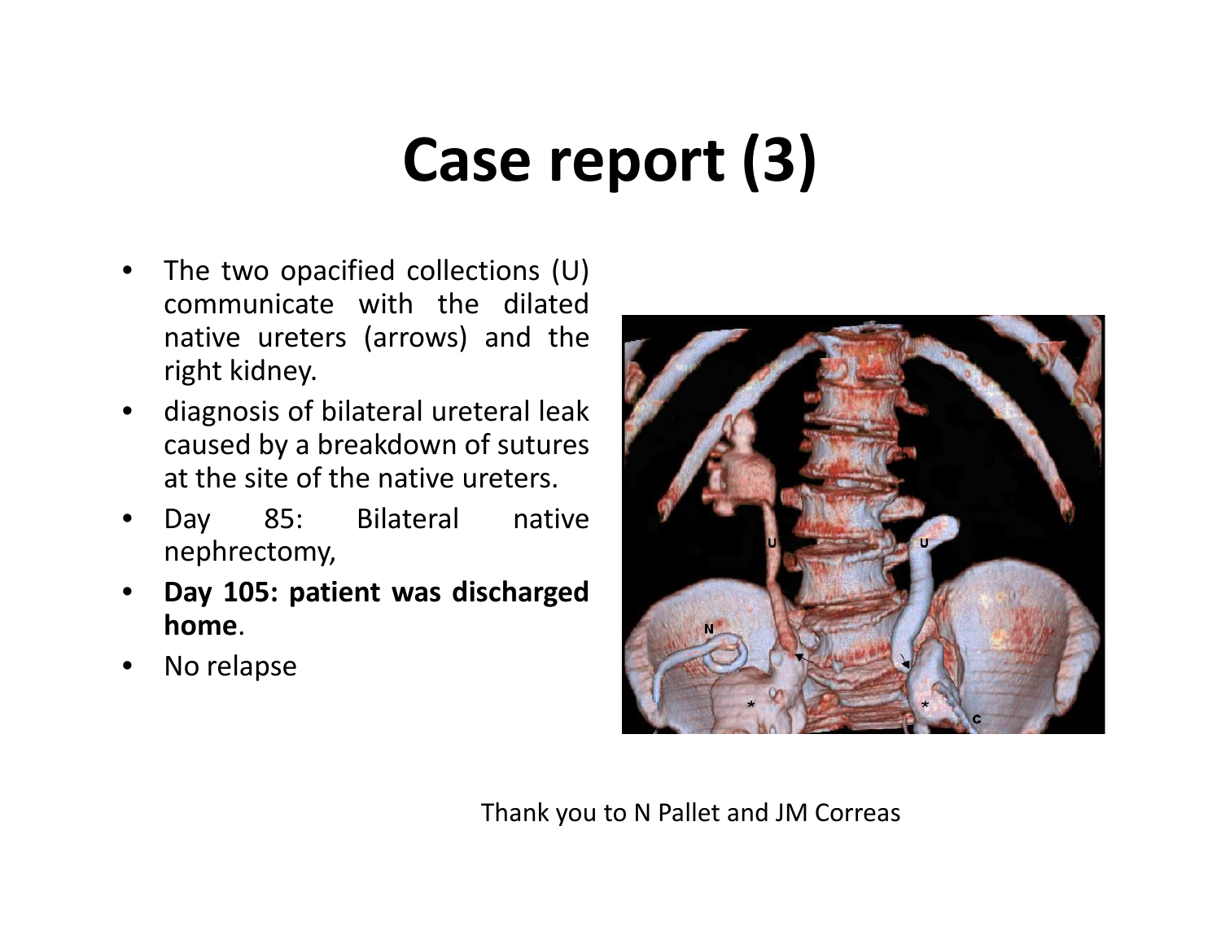# Case report (3)

- The two opacified collections (U) communicate with the dilated native ureters (arrows) and the right kidney.
- diagnosis of bilateral ureteral leak caused by a breakdown of sutures at the site of the native ureters.
- Day 85: Bilateral native nephrectomy,
- **Day 105: patient was discharged home**.
- No relapse

Thank you to N Pallet and JM Correas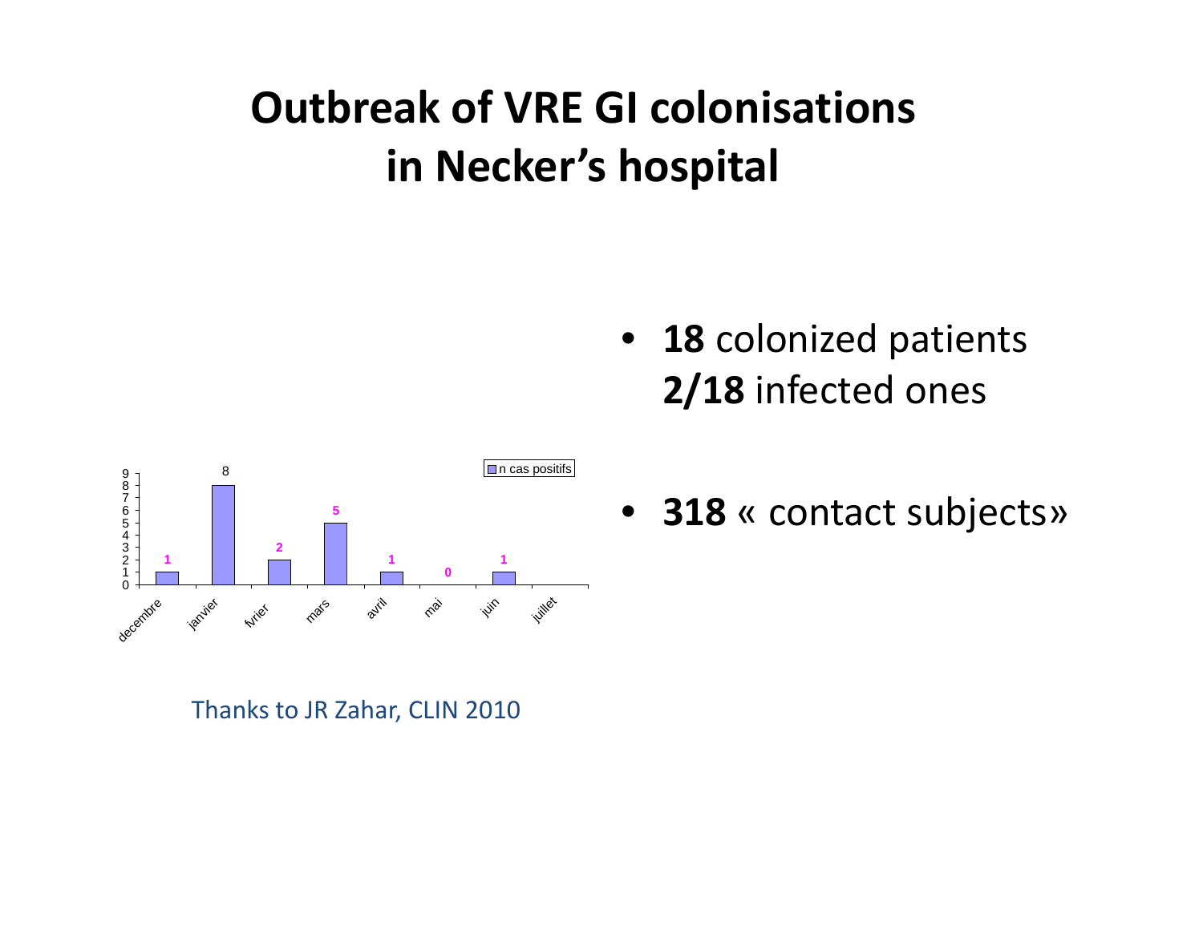# Outbreak of VRE GI colonisations in Necker's hospital

| | n cas positifs |
|---|---|
| decembre | 1 |
| janvier | 8 |
| fvrier | 2 |
| mars | 5 |
| avril | 1 |
| mai | 0 |
| juin | 1 |
| juillet | |

- **18** colonized patients
  **2/18** infected ones

- **318** « contact subjects»

Thanks to JR Zahar, CLIN 2010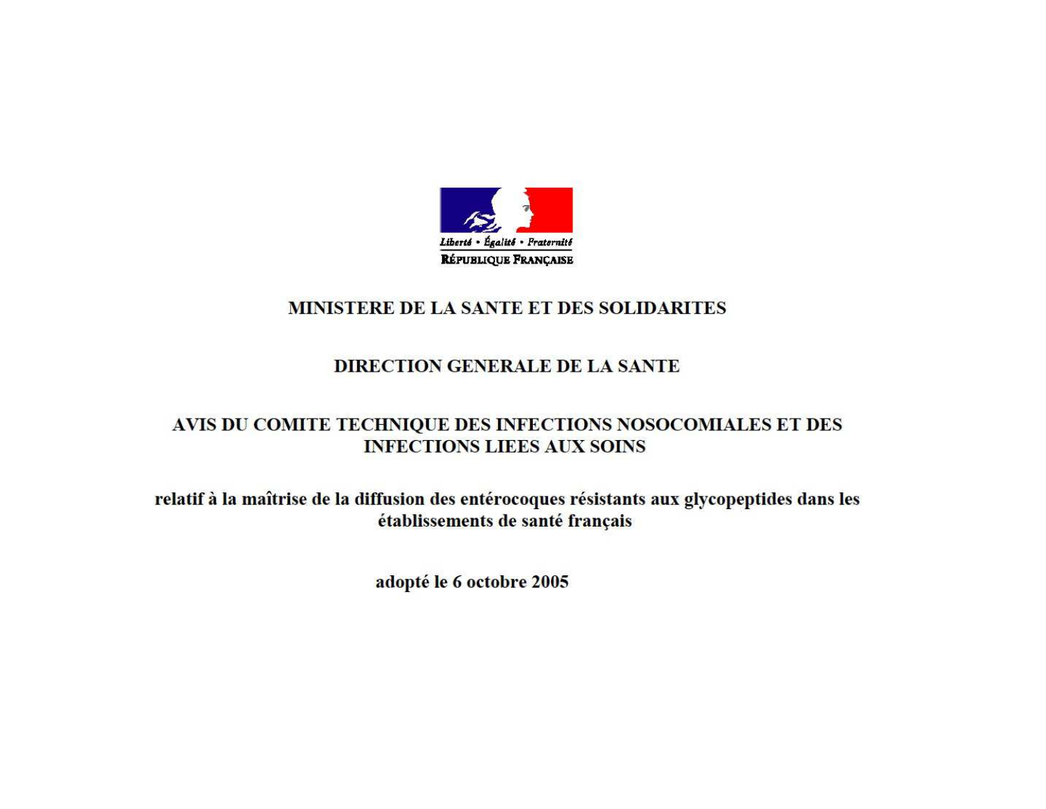Liberté • Égalité • Fraternité

RÉPUBLIQUE FRANÇAISE

# MINISTERE DE LA SANTE ET DES SOLIDARITES

## DIRECTION GENERALE DE LA SANTE

## AVIS DU COMITE TECHNIQUE DES INFECTIONS NOSOCOMIALES ET DES INFECTIONS LIEES AUX SOINS

**relatif à la maîtrise de la diffusion des entérocoques résistants aux glycopeptides dans les établissements de santé français**

**adopté le 6 octobre 2005**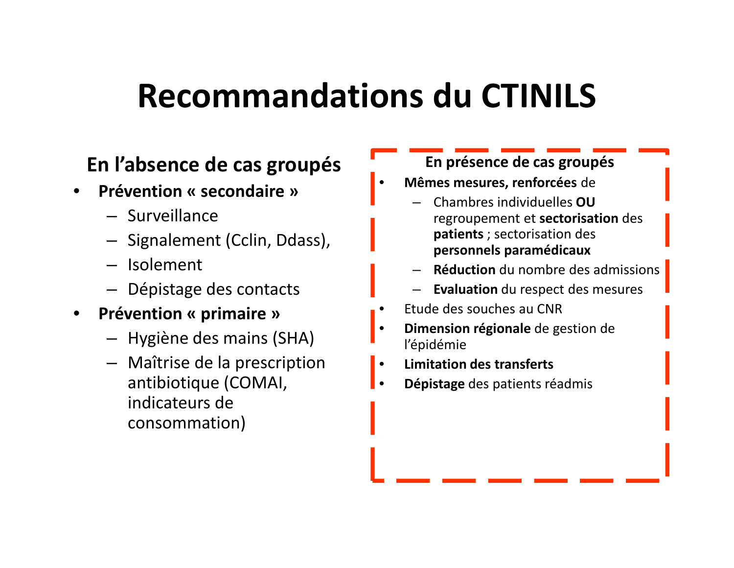# Recommandations du CTINILS

## En l'absence de cas groupés

- **Prévention « secondaire »**
  - Surveillance
  - Signalement (Cclin, Ddass),
  - Isolement
  - Dépistage des contacts
- **Prévention « primaire »**
  - Hygiène des mains (SHA)
  - Maîtrise de la prescription antibiotique (COMAI, indicateurs de consommation)

## En présence de cas groupés

- **Mêmes mesures, renforcées** de
  - Chambres individuelles **OU** regroupement et **sectorisation** des **patients** ; sectorisation des **personnels paramédicaux**
  - **Réduction** du nombre des admissions
  - **Evaluation** du respect des mesures
- Etude des souches au CNR
- **Dimension régionale** de gestion de l'épidémie
- **Limitation des transferts**
- **Dépistage** des patients réadmis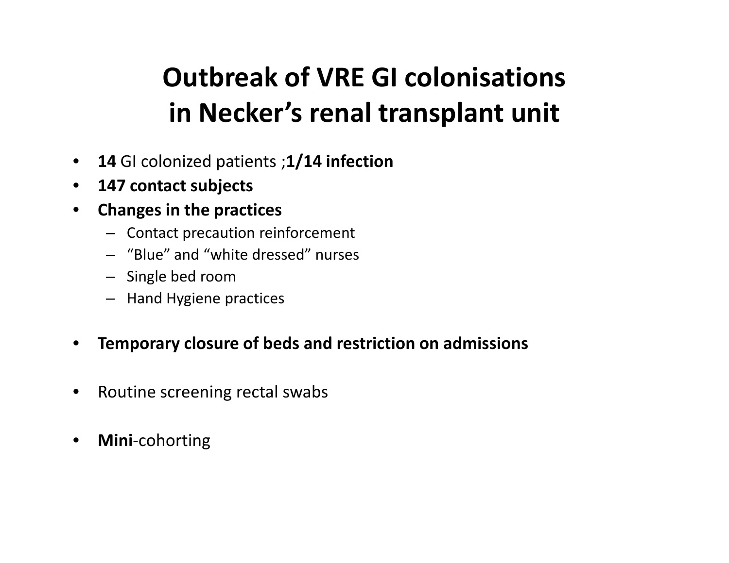# Outbreak of VRE GI colonisations in Necker's renal transplant unit

- **14** GI colonized patients ;**1/14 infection**
- **147 contact subjects**
- **Changes in the practices**
  - Contact precaution reinforcement
  - "Blue" and "white dressed" nurses
  - Single bed room
  - Hand Hygiene practices
- **Temporary closure of beds and restriction on admissions**
- Routine screening rectal swabs
- **Mini**-cohorting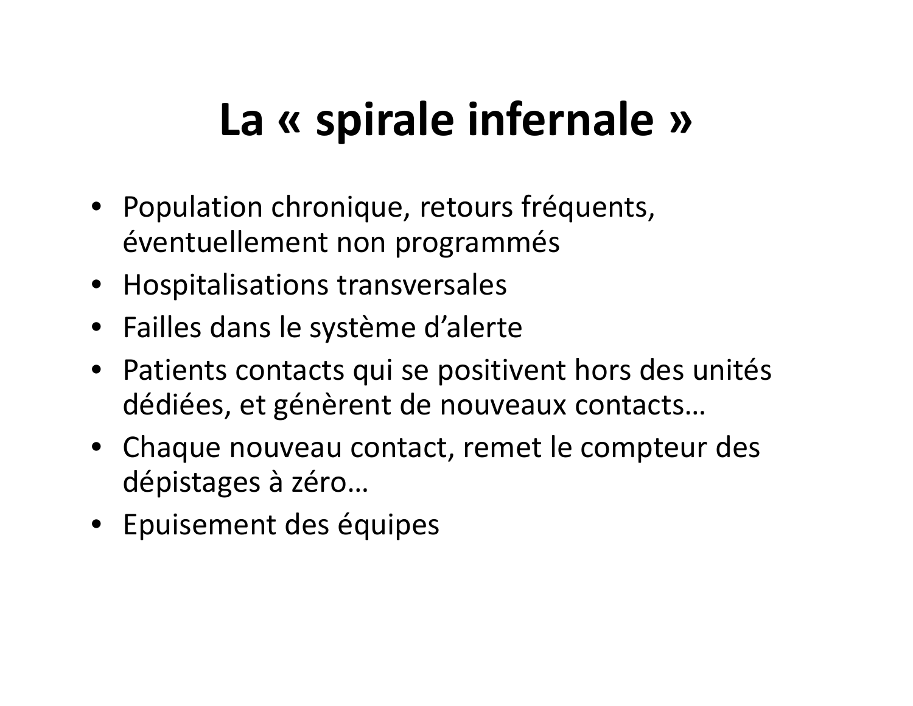# La « spirale infernale »

- Population chronique, retours fréquents, éventuellement non programmés
- Hospitalisations transversales
- Failles dans le système d'alerte
- Patients contacts qui se positivent hors des unités dédiées, et génèrent de nouveaux contacts…
- Chaque nouveau contact, remet le compteur des dépistages à zéro…
- Epuisement des équipes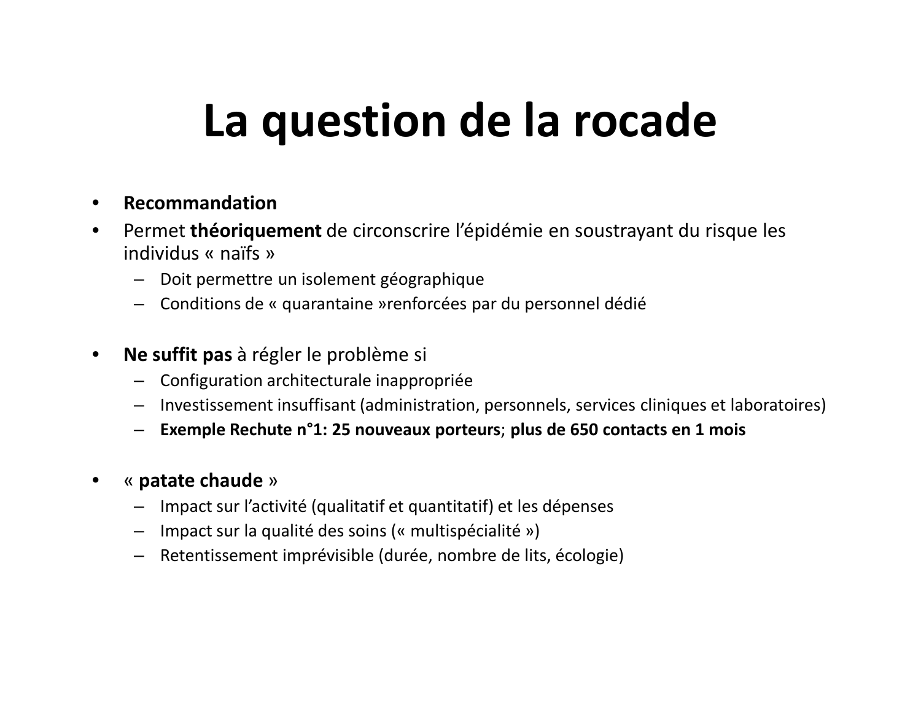# La question de la rocade

- **Recommandation**
- Permet **théoriquement** de circonscrire l'épidémie en soustrayant du risque les individus « naïfs »
  - Doit permettre un isolement géographique
  - Conditions de « quarantaine »renforcées par du personnel dédié

- **Ne suffit pas** à régler le problème si
  - Configuration architecturale inappropriée
  - Investissement insuffisant (administration, personnels, services cliniques et laboratoires)
  - **Exemple Rechute n°1: 25 nouveaux porteurs**; **plus de 650 contacts en 1 mois**

- « **patate chaude** »
  - Impact sur l'activité (qualitatif et quantitatif) et les dépenses
  - Impact sur la qualité des soins (« multispécialité »)
  - Retentissement imprévisible (durée, nombre de lits, écologie)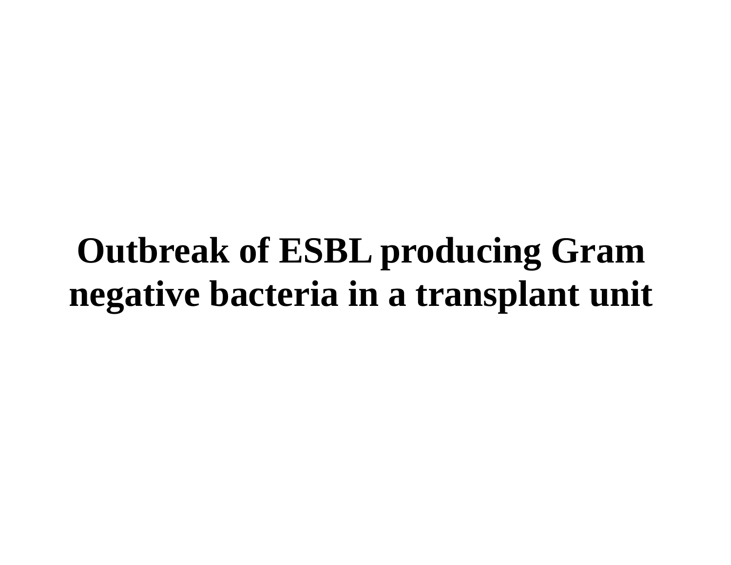# Outbreak of ESBL producing Gram negative bacteria in a transplant unit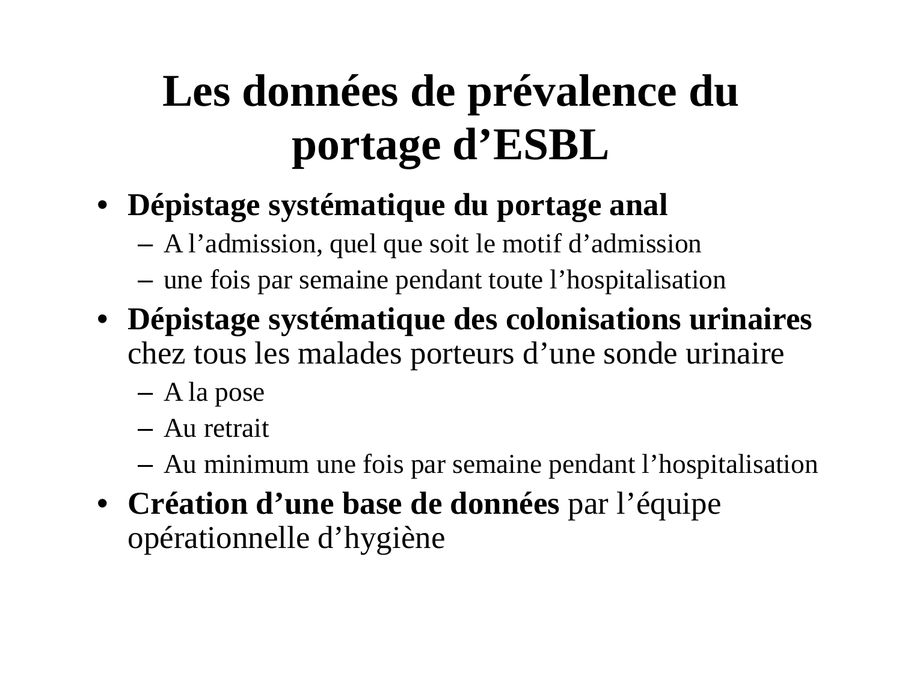# Les données de prévalence du portage d'ESBL

- **Dépistage systématique du portage anal**
  - A l'admission, quel que soit le motif d'admission
  - une fois par semaine pendant toute l'hospitalisation
- **Dépistage systématique des colonisations urinaires** chez tous les malades porteurs d'une sonde urinaire
  - A la pose
  - Au retrait
  - Au minimum une fois par semaine pendant l'hospitalisation
- **Création d'une base de données** par l'équipe opérationnelle d'hygiène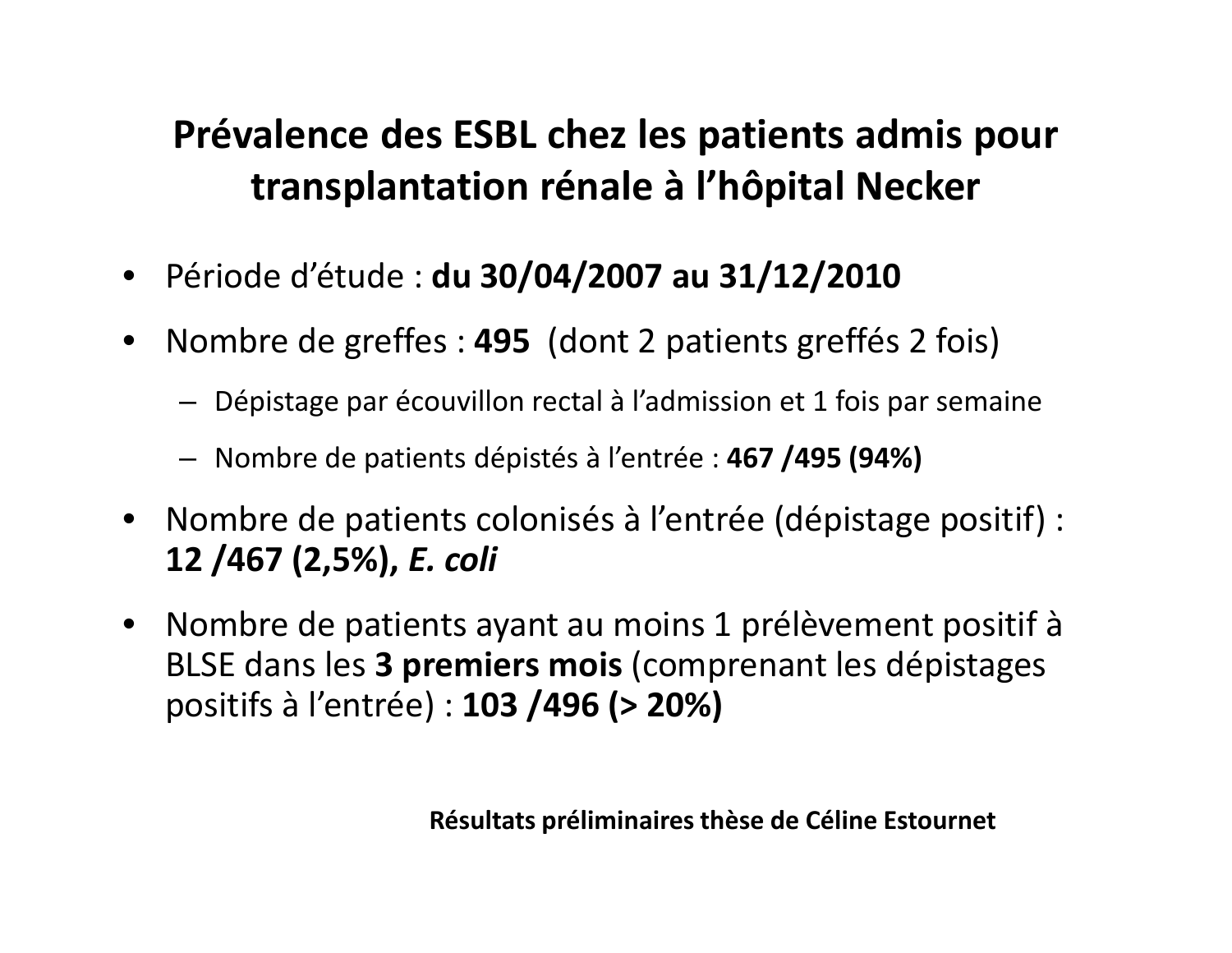# Prévalence des ESBL chez les patients admis pour transplantation rénale à l'hôpital Necker

- Période d'étude : **du 30/04/2007 au 31/12/2010**
- Nombre de greffes : **495** (dont 2 patients greffés 2 fois)
  - Dépistage par écouvillon rectal à l'admission et 1 fois par semaine
  - Nombre de patients dépistés à l'entrée : **467 /495 (94%)**
- Nombre de patients colonisés à l'entrée (dépistage positif) : **12 /467 (2,5%),** ***E. coli***
- Nombre de patients ayant au moins 1 prélèvement positif à BLSE dans les **3 premiers mois** (comprenant les dépistages positifs à l'entrée) : **103 /496 (> 20%)**

**Résultats préliminaires thèse de Céline Estournet**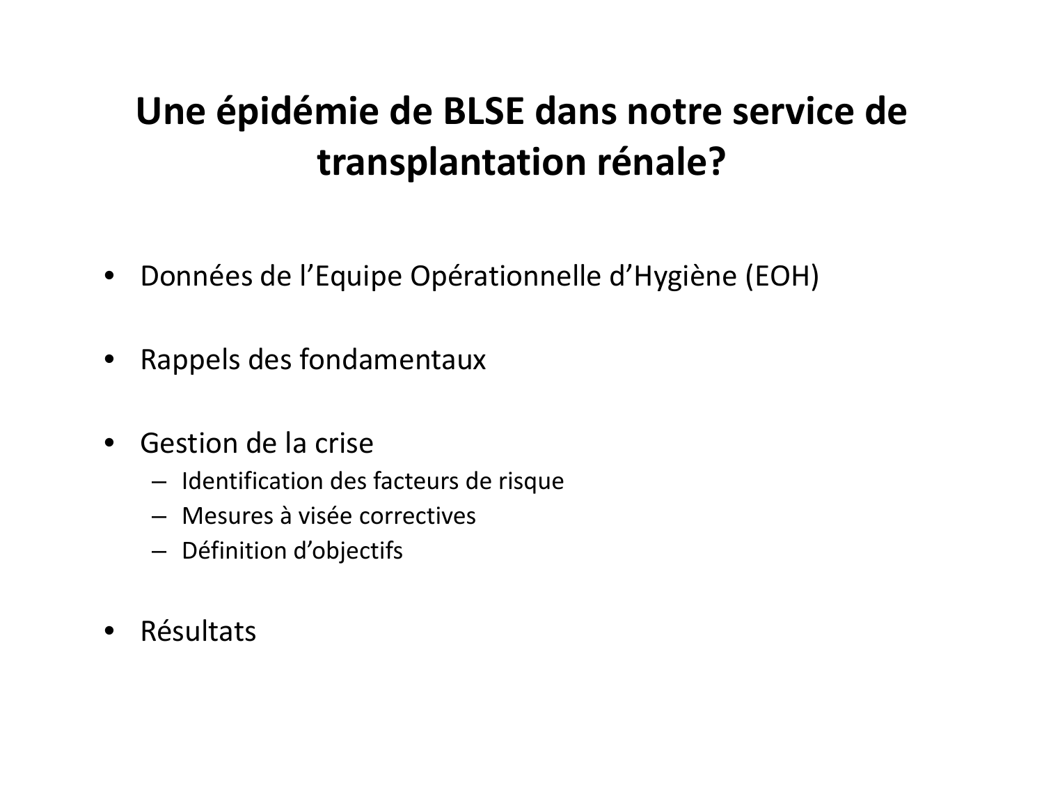# Une épidémie de BLSE dans notre service de transplantation rénale?

- Données de l’Equipe Opérationnelle d’Hygiène (EOH)
- Rappels des fondamentaux
- Gestion de la crise
  - Identification des facteurs de risque
  - Mesures à visée correctives
  - Définition d’objectifs
- Résultats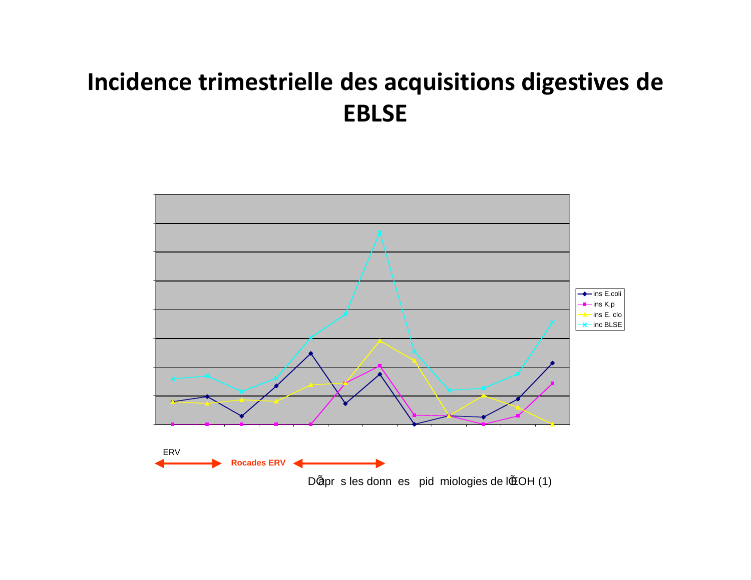# Incidence trimestrielle des acquisitions digestives de EBLSE

- ins E.coli
- ins K.p
- ins E. clo
- inc BLSE

ERV

Rocades ERV

Dâpr s les donn es pid miologies de lŒOH (1)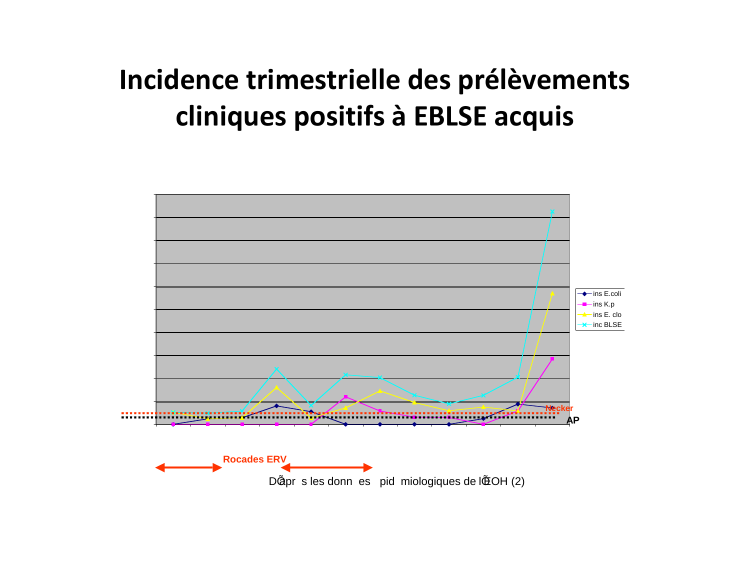# Incidence trimestrielle des prélèvements cliniques positifs à EBLSE acquis

- ins E.coli
- ins K.p
- ins E. clo
- inc BLSE

Necker

AP

Rocades ERV

DÕaprès les données épidémiologiques de lÕEOH (2)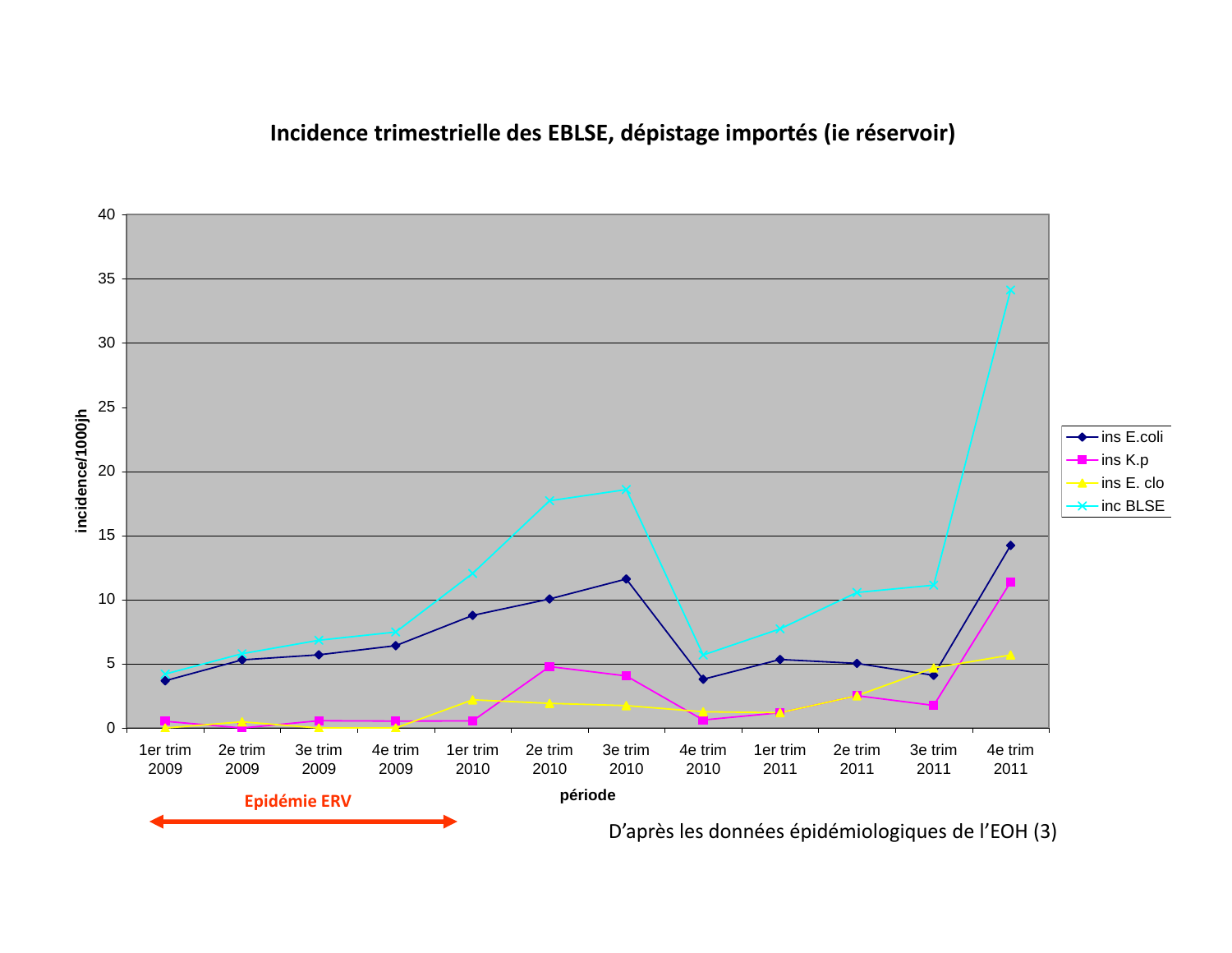**Incidence trimestrielle des EBLSE, dépistage importés (ie réservoir)**

| période | ins E.coli | ins K.p | ins E. clo | inc BLSE |
|---|---|---|---|---|
| 1er trim 2009 | 3.7 | 0.5 | 0 | 4.2 |
| 2e trim 2009 | 5.3 | 0.1 | 0.5 | 5.8 |
| 3e trim 2009 | 5.7 | 0.6 | 0 | 6.8 |
| 4e trim 2009 | 6.4 | 0.5 | 0 | 7.5 |
| 1er trim 2010 | 8.8 | 0.6 | 2.2 | 12.1 |
| 2e trim 2010 | 10.1 | 4.8 | 1.9 | 17.7 |
| 3e trim 2010 | 11.6 | 4.1 | 1.7 | 18.6 |
| 4e trim 2010 | 3.8 | 0.6 | 1.2 | 5.7 |
| 1er trim 2011 | 5.3 | 1.2 | 1.2 | 7.7 |
| 2e trim 2011 | 5.0 | 2.5 | 2.6 | 10.6 |
| 3e trim 2011 | 4.1 | 1.8 | 4.7 | 11.1 |
| 4e trim 2011 | 14.3 | 11.4 | 5.7 | 34.1 |

*(Valeurs approximatives lues sur le graphique ; axe des ordonnées : incidence/1000jh, de 0 à 40)*

Epidémie ERV (1er trim 2009 – 1er trim 2010)

D'après les données épidémiologiques de l'EOH (3)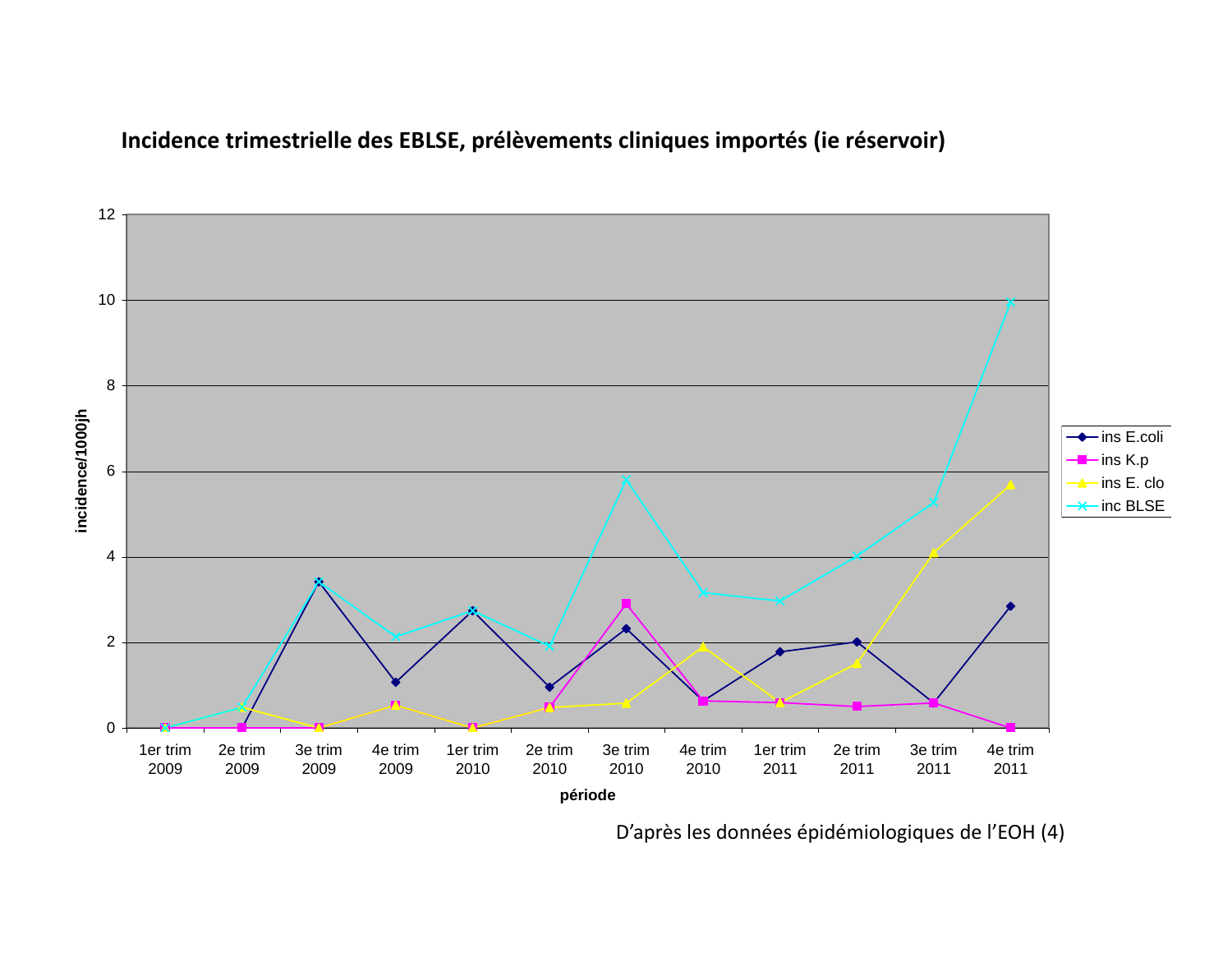**Incidence trimestrielle des EBLSE, prélèvements cliniques importés (ie réservoir)**

D'après les données épidémiologiques de l'EOH (4)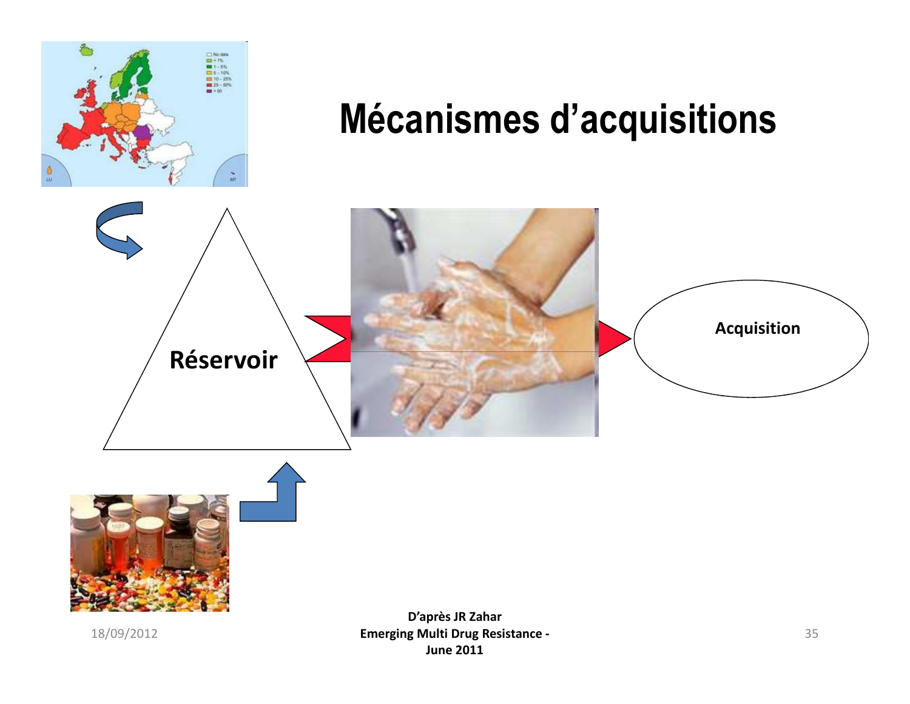# Mécanismes d'acquisitions

Réservoir

Acquisition

**D'après JR Zahar**
**Emerging Multi Drug Resistance - June 2011**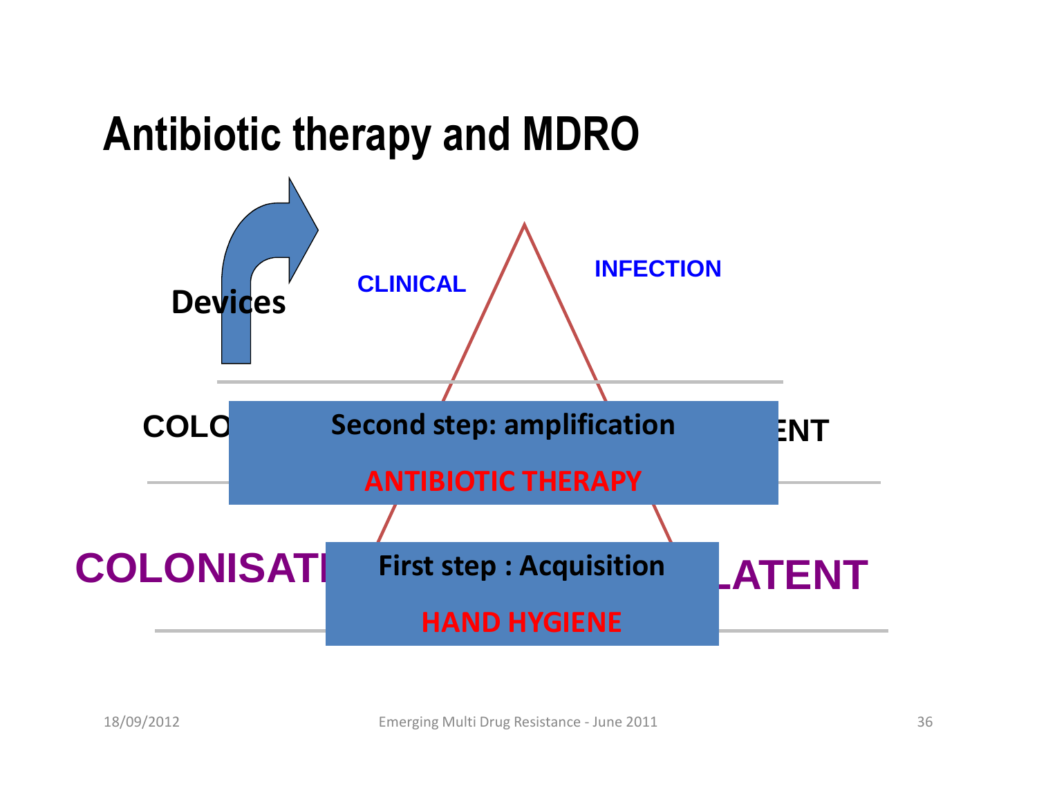# Antibiotic therapy and MDRO

Devices

CLINICAL

INFECTION

COLO

**Second step: amplification**

**ANTIBIOTIC THERAPY**

ENT

COLONISATI

**First step : Acquisition**

**HAND HYGIENE**

LATENT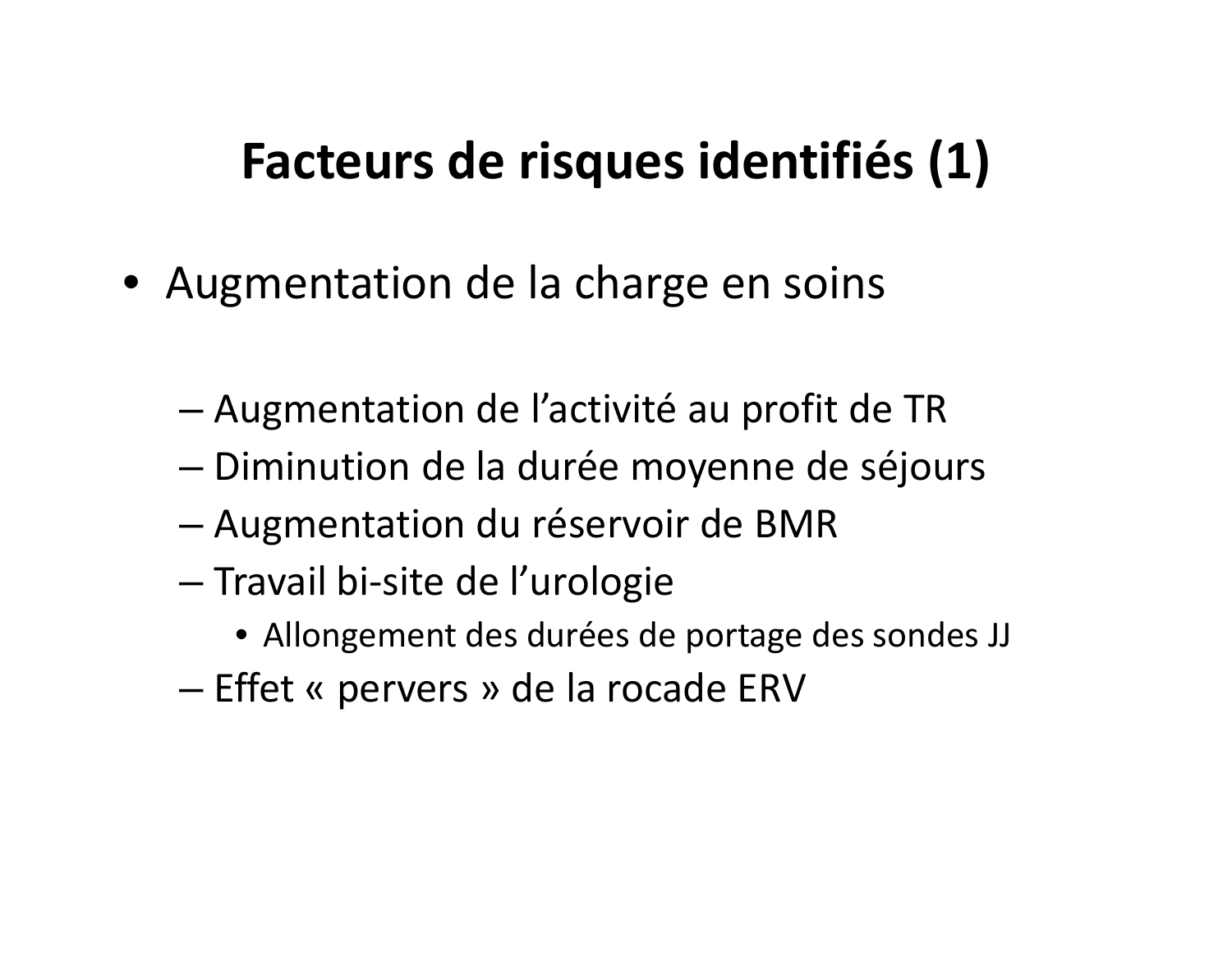# Facteurs de risques identifiés (1)

- Augmentation de la charge en soins
  - Augmentation de l'activité au profit de TR
  - Diminution de la durée moyenne de séjours
  - Augmentation du réservoir de BMR
  - Travail bi-site de l'urologie
    - Allongement des durées de portage des sondes JJ
  - Effet « pervers » de la rocade ERV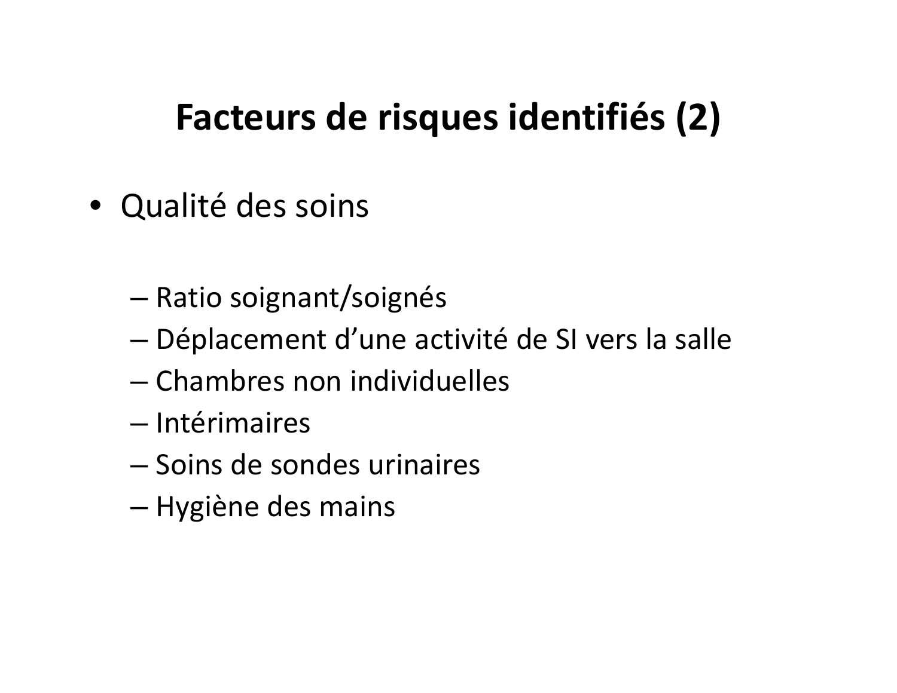# Facteurs de risques identifiés (2)

- Qualité des soins
  - Ratio soignant/soignés
  - Déplacement d'une activité de SI vers la salle
  - Chambres non individuelles
  - Intérimaires
  - Soins de sondes urinaires
  - Hygiène des mains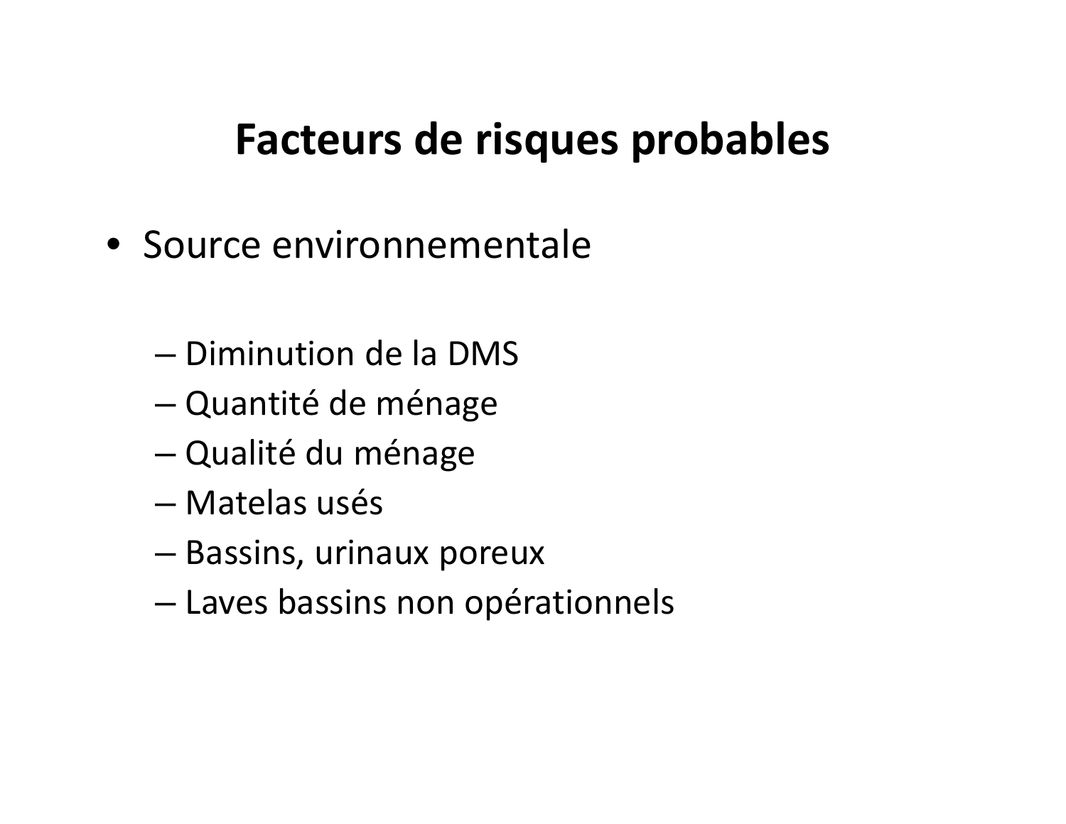# Facteurs de risques probables

- Source environnementale
  - Diminution de la DMS
  - Quantité de ménage
  - Qualité du ménage
  - Matelas usés
  - Bassins, urinaux poreux
  - Laves bassins non opérationnels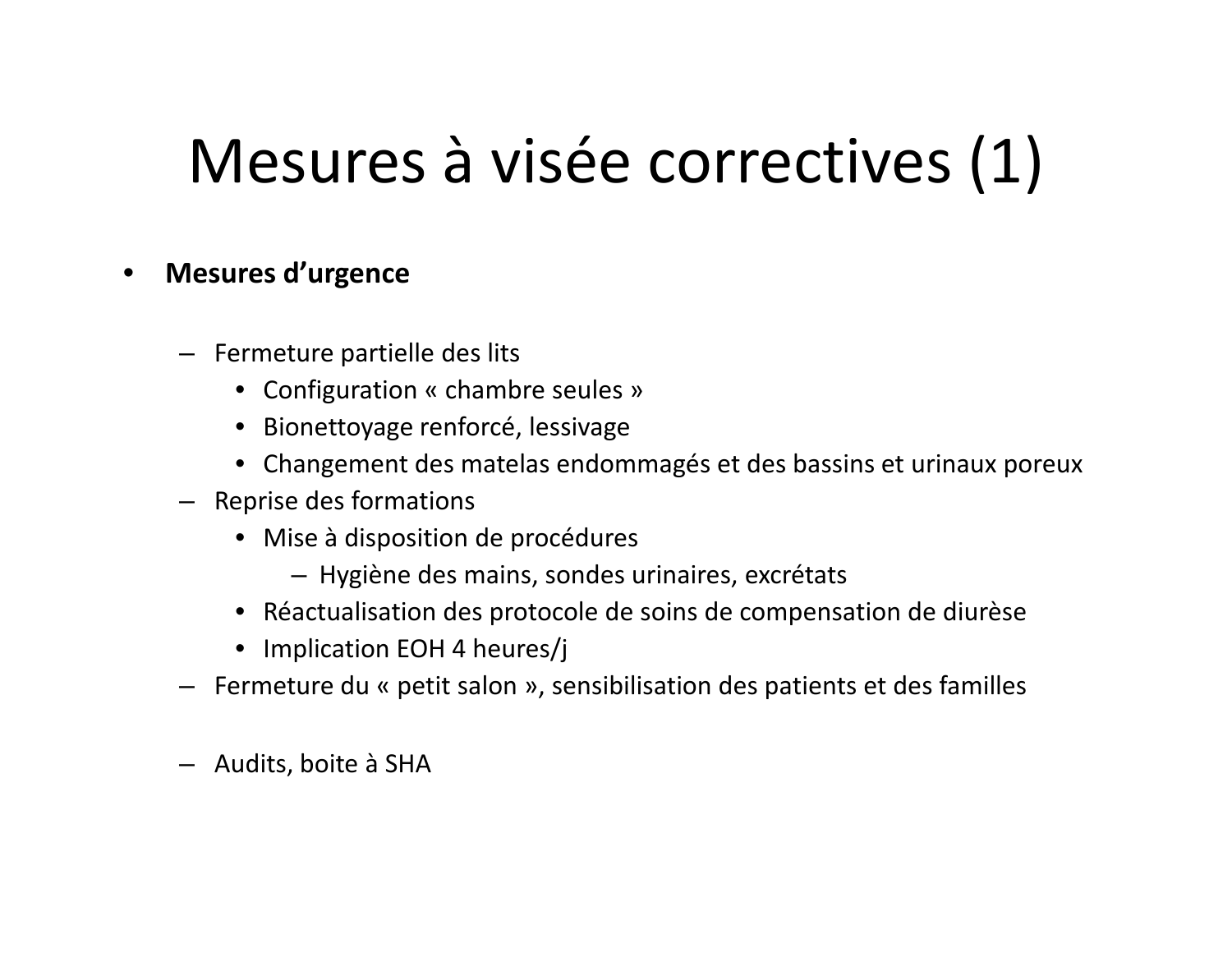# Mesures à visée correctives (1)

- **Mesures d'urgence**

  - Fermeture partielle des lits
    - Configuration « chambre seules »
    - Bionettoyage renforcé, lessivage
    - Changement des matelas endommagés et des bassins et urinaux poreux
  - Reprise des formations
    - Mise à disposition de procédures
      - Hygiène des mains, sondes urinaires, excrétats
    - Réactualisation des protocole de soins de compensation de diurèse
    - Implication EOH 4 heures/j
  - Fermeture du « petit salon », sensibilisation des patients et des familles

  - Audits, boite à SHA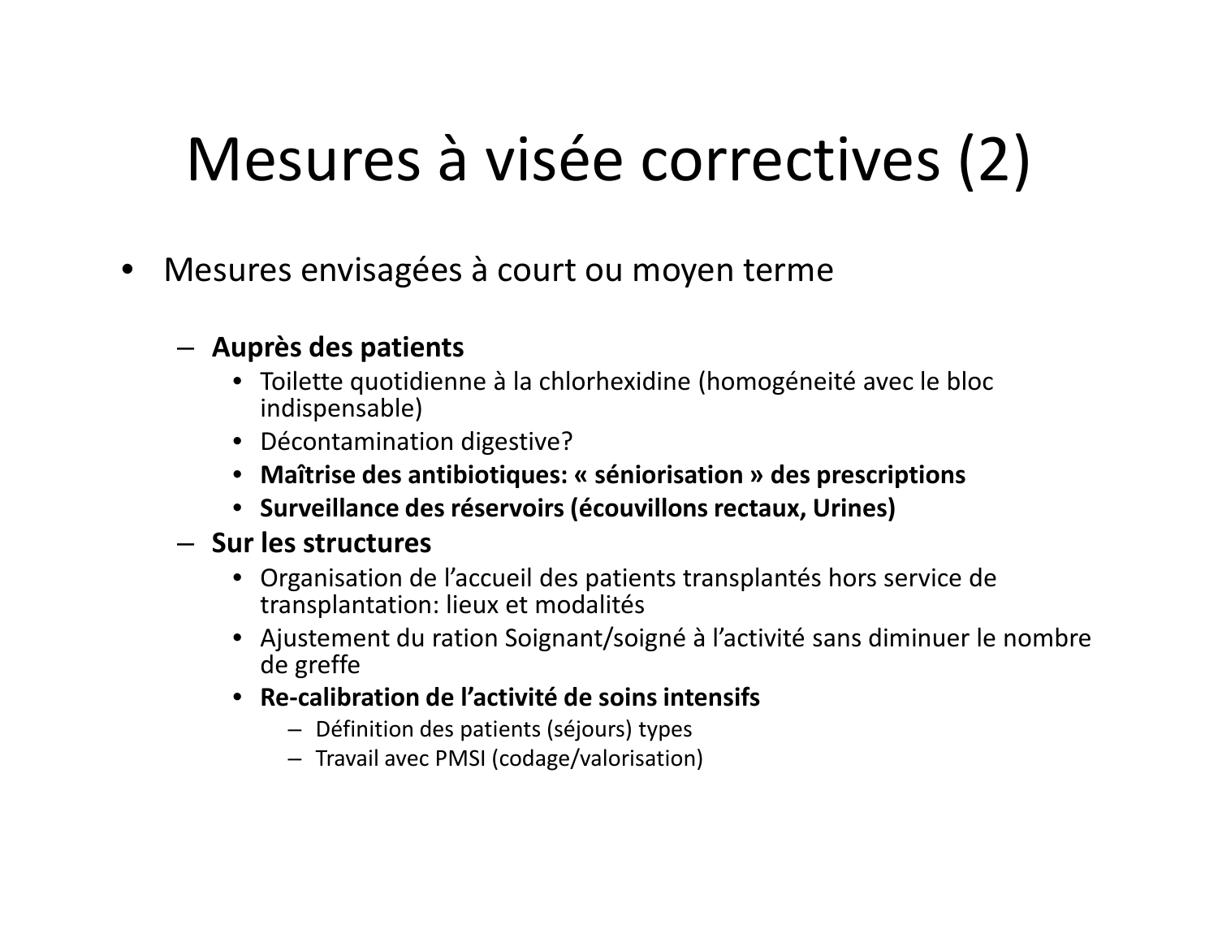# Mesures à visée correctives (2)

- Mesures envisagées à court ou moyen terme
  - **Auprès des patients**
    - Toilette quotidienne à la chlorhexidine (homogéneité avec le bloc indispensable)
    - Décontamination digestive?
    - **Maîtrise des antibiotiques: « séniorisation » des prescriptions**
    - **Surveillance des réservoirs (écouvillons rectaux, Urines)**
  - **Sur les structures**
    - Organisation de l'accueil des patients transplantés hors service de transplantation: lieux et modalités
    - Ajustement du ration Soignant/soigné à l'activité sans diminuer le nombre de greffe
    - **Re-calibration de l'activité de soins intensifs**
      - Définition des patients (séjours) types
      - Travail avec PMSI (codage/valorisation)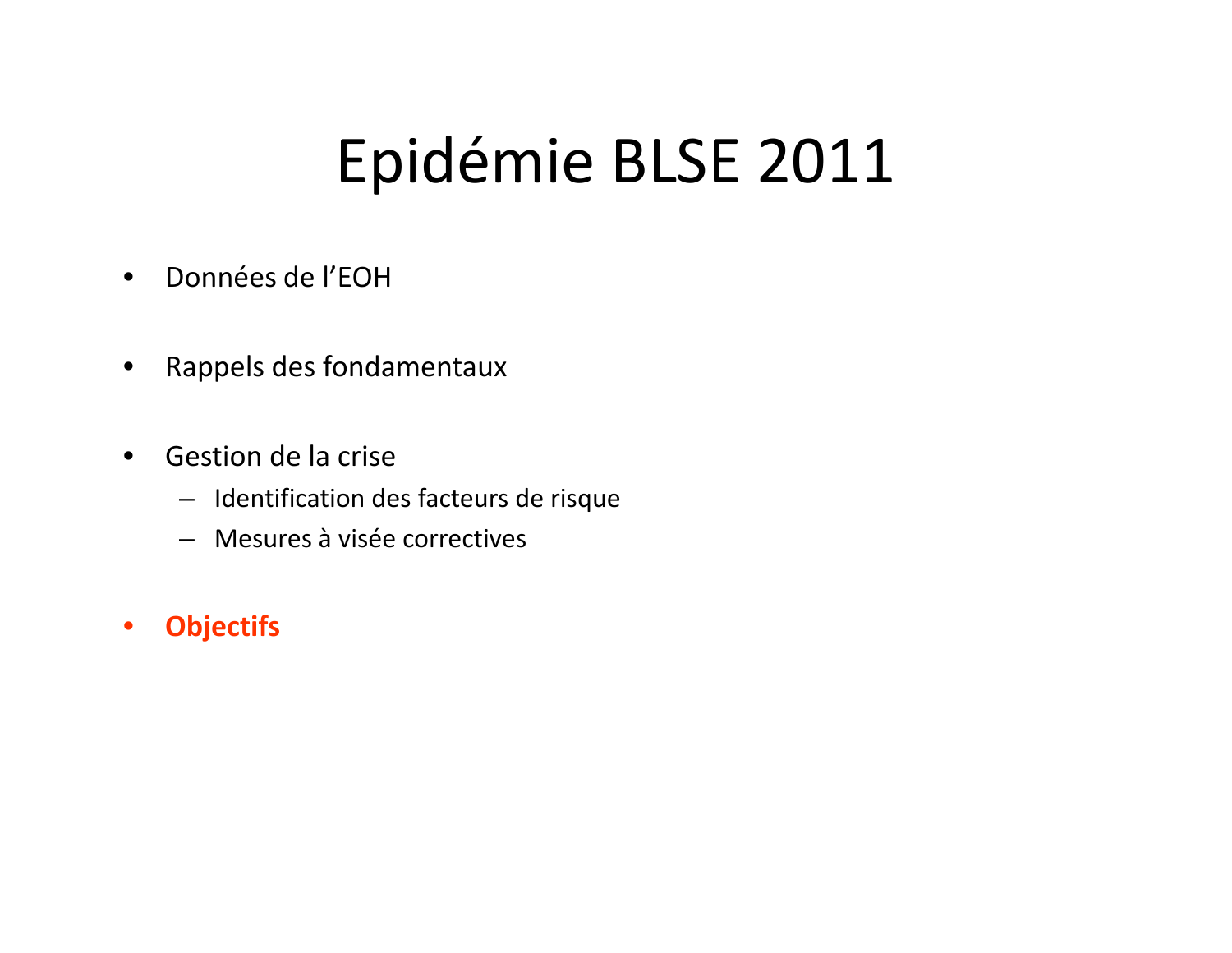# Epidémie BLSE 2011

- Données de l'EOH
- Rappels des fondamentaux
- Gestion de la crise
  - Identification des facteurs de risque
  - Mesures à visée correctives
- **Objectifs**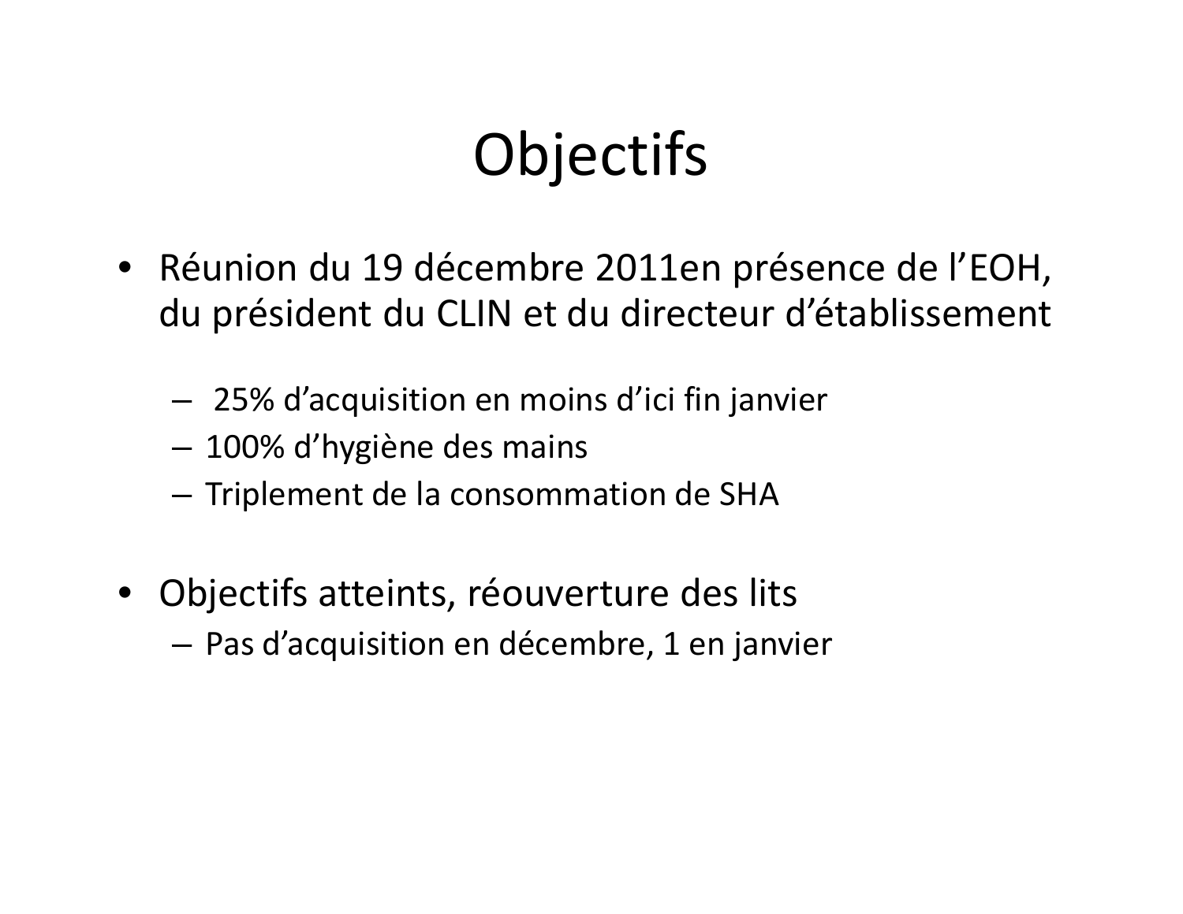# Objectifs

- Réunion du 19 décembre 2011en présence de l'EOH, du président du CLIN et du directeur d'établissement
  - 25% d'acquisition en moins d'ici fin janvier
  - 100% d'hygiène des mains
  - Triplement de la consommation de SHA
- Objectifs atteints, réouverture des lits
  - Pas d'acquisition en décembre, 1 en janvier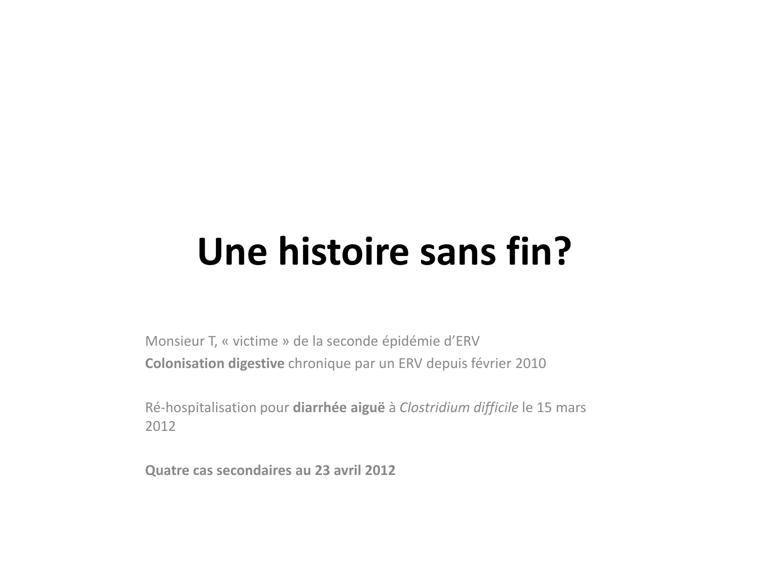# Une histoire sans fin?

Monsieur T, « victime » de la seconde épidémie d'ERV

**Colonisation digestive** chronique par un ERV depuis février 2010

Ré-hospitalisation pour **diarrhée aiguë** à *Clostridium difficile* le 15 mars 2012

**Quatre cas secondaires au 23 avril 2012**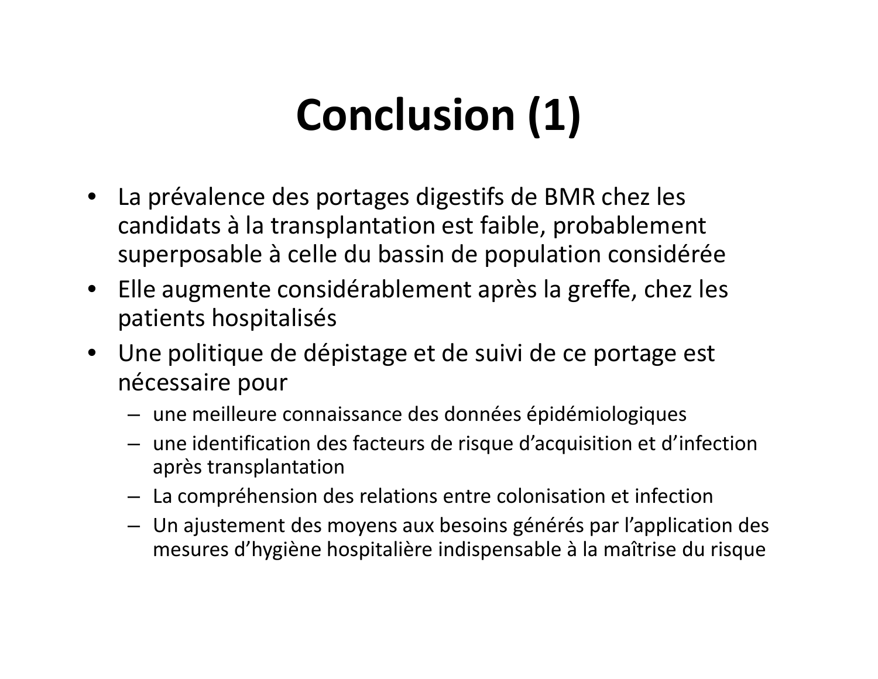# Conclusion (1)

- La prévalence des portages digestifs de BMR chez les candidats à la transplantation est faible, probablement superposable à celle du bassin de population considérée
- Elle augmente considérablement après la greffe, chez les patients hospitalisés
- Une politique de dépistage et de suivi de ce portage est nécessaire pour
  - une meilleure connaissance des données épidémiologiques
  - une identification des facteurs de risque d'acquisition et d'infection après transplantation
  - La compréhension des relations entre colonisation et infection
  - Un ajustement des moyens aux besoins générés par l'application des mesures d'hygiène hospitalière indispensable à la maîtrise du risque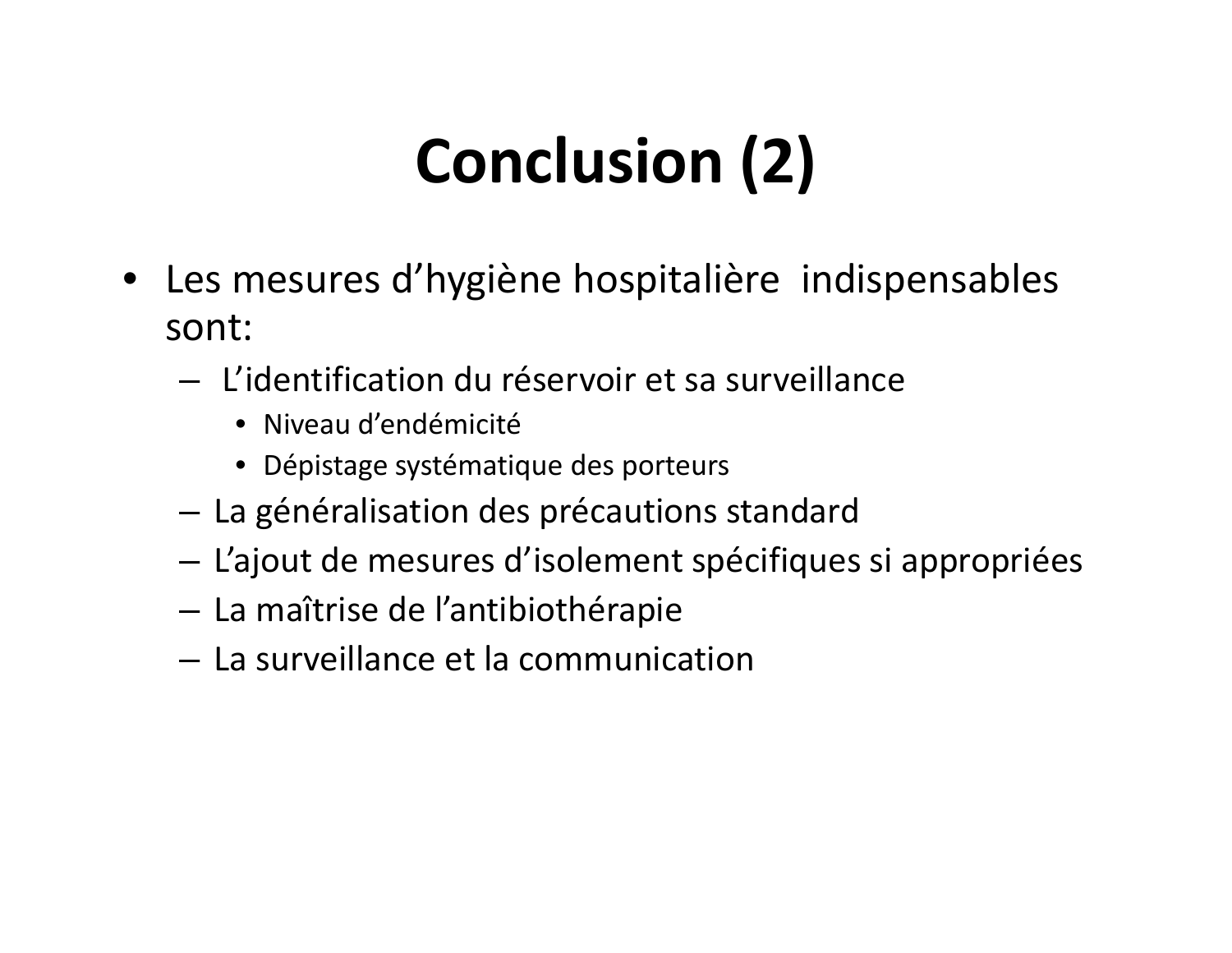# Conclusion (2)

- Les mesures d’hygiène hospitalière indispensables sont:
  - L’identification du réservoir et sa surveillance
    - Niveau d’endémicité
    - Dépistage systématique des porteurs
  - La généralisation des précautions standard
  - L’ajout de mesures d’isolement spécifiques si appropriées
  - La maîtrise de l’antibiothérapie
  - La surveillance et la communication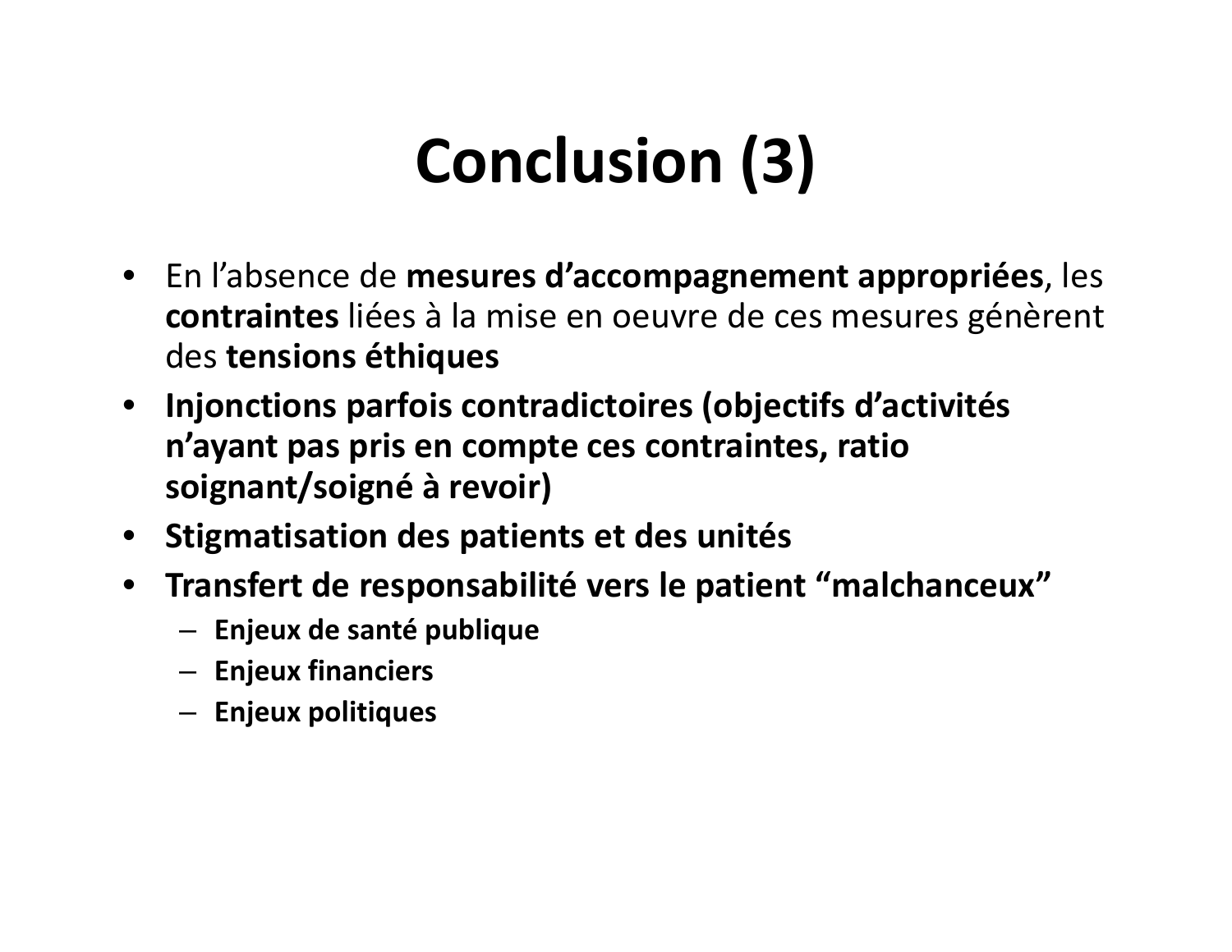# Conclusion (3)

- En l’absence de **mesures d’accompagnement appropriées**, les **contraintes** liées à la mise en oeuvre de ces mesures génèrent des **tensions éthiques**
- **Injonctions parfois contradictoires (objectifs d’activités n’ayant pas pris en compte ces contraintes, ratio soignant/soigné à revoir)**
- **Stigmatisation des patients et des unités**
- **Transfert de responsabilité vers le patient “malchanceux”**
  - **Enjeux de santé publique**
  - **Enjeux financiers**
  - **Enjeux politiques**